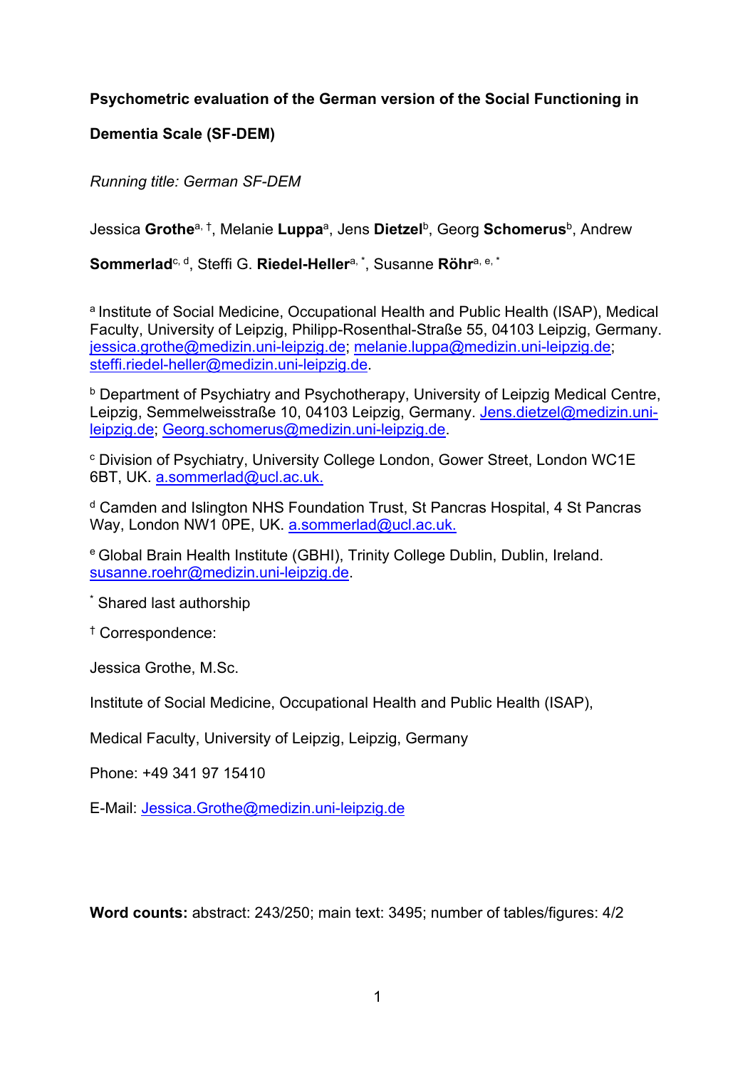**Psychometric evaluation of the German version of the Social Functioning in Dementia Scale (SF-DEM)**

*Running title: German SF-DEM*

Jessica **Grothe**[a, †], Melanie **Luppa**[a], Jens **Dietzel**[b], Georg **Schomerus**[b], Andrew **Sommerlad**[c, d], Steffi G. **Riedel-Heller**[a, *], Susanne **Röhr**[a, e, *]

[a] Institute of Social Medicine, Occupational Health and Public Health (ISAP), Medical Faculty, University of Leipzig, Philipp-Rosenthal-Straße 55, 04103 Leipzig, Germany. jessica.grothe@medizin.uni-leipzig.de; melanie.luppa@medizin.uni-leipzig.de; steffi.riedel-heller@medizin.uni-leipzig.de.

[b] Department of Psychiatry and Psychotherapy, University of Leipzig Medical Centre, Leipzig, Semmelweisstraße 10, 04103 Leipzig, Germany. Jens.dietzel@medizin.uni-leipzig.de; Georg.schomerus@medizin.uni-leipzig.de.

[c] Division of Psychiatry, University College London, Gower Street, London WC1E 6BT, UK. a.sommerlad@ucl.ac.uk.

[d] Camden and Islington NHS Foundation Trust, St Pancras Hospital, 4 St Pancras Way, London NW1 0PE, UK. a.sommerlad@ucl.ac.uk.

[e] Global Brain Health Institute (GBHI), Trinity College Dublin, Dublin, Ireland. susanne.roehr@medizin.uni-leipzig.de.

[*] Shared last authorship

[†] Correspondence:

Jessica Grothe, M.Sc.

Institute of Social Medicine, Occupational Health and Public Health (ISAP),

Medical Faculty, University of Leipzig, Leipzig, Germany

Phone: +49 341 97 15410

E-Mail: Jessica.Grothe@medizin.uni-leipzig.de

**Word counts:** abstract: 243/250; main text: 3495; number of tables/figures: 4/2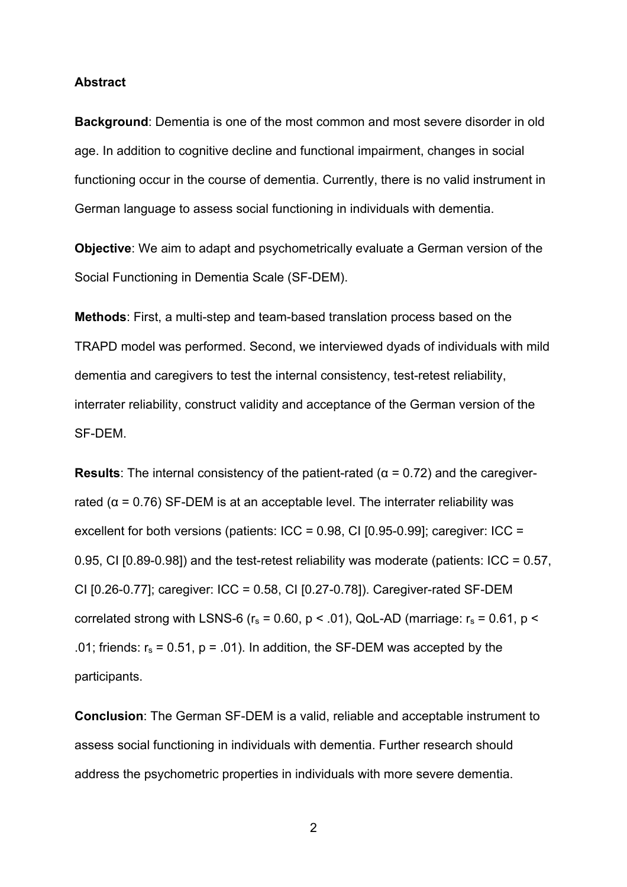## Abstract

**Background**: Dementia is one of the most common and most severe disorder in old age. In addition to cognitive decline and functional impairment, changes in social functioning occur in the course of dementia. Currently, there is no valid instrument in German language to assess social functioning in individuals with dementia.

**Objective**: We aim to adapt and psychometrically evaluate a German version of the Social Functioning in Dementia Scale (SF-DEM).

**Methods**: First, a multi-step and team-based translation process based on the TRAPD model was performed. Second, we interviewed dyads of individuals with mild dementia and caregivers to test the internal consistency, test-retest reliability, interrater reliability, construct validity and acceptance of the German version of the SF-DEM.

**Results**: The internal consistency of the patient-rated ($\alpha = 0.72$) and the caregiver-rated ($\alpha = 0.76$) SF-DEM is at an acceptable level. The interrater reliability was excellent for both versions (patients: ICC = 0.98, CI [0.95-0.99]; caregiver: ICC = 0.95, CI [0.89-0.98]) and the test-retest reliability was moderate (patients: ICC = 0.57, CI [0.26-0.77]; caregiver: ICC = 0.58, CI [0.27-0.78]). Caregiver-rated SF-DEM correlated strong with LSNS-6 ($r_s = 0.60$, $p < .01$), QoL-AD (marriage: $r_s = 0.61$, $p < .01$; friends: $r_s = 0.51$, $p = .01$). In addition, the SF-DEM was accepted by the participants.

**Conclusion**: The German SF-DEM is a valid, reliable and acceptable instrument to assess social functioning in individuals with dementia. Further research should address the psychometric properties in individuals with more severe dementia.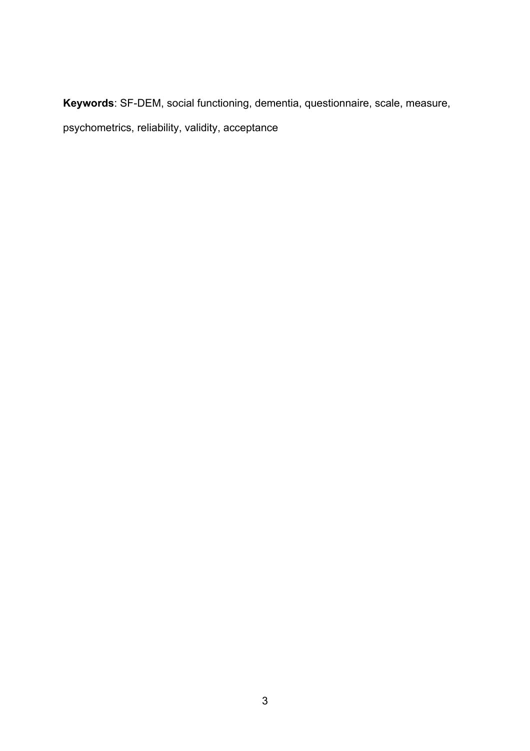**Keywords**: SF-DEM, social functioning, dementia, questionnaire, scale, measure, psychometrics, reliability, validity, acceptance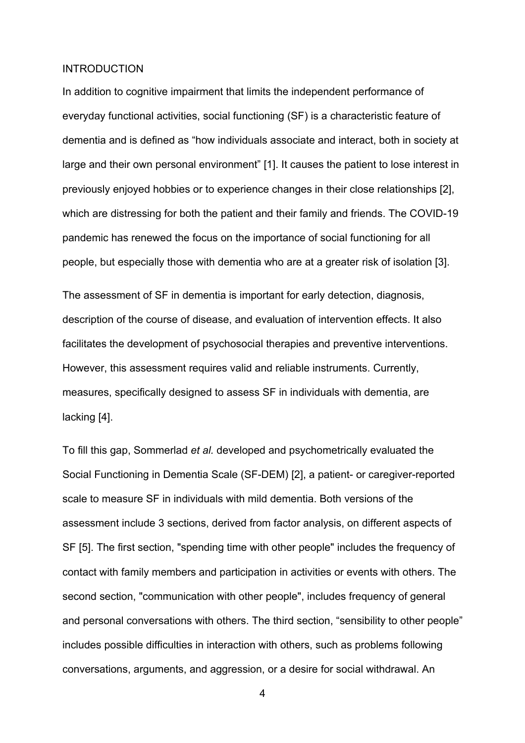# INTRODUCTION

In addition to cognitive impairment that limits the independent performance of everyday functional activities, social functioning (SF) is a characteristic feature of dementia and is defined as "how individuals associate and interact, both in society at large and their own personal environment" [1]. It causes the patient to lose interest in previously enjoyed hobbies or to experience changes in their close relationships [2], which are distressing for both the patient and their family and friends. The COVID-19 pandemic has renewed the focus on the importance of social functioning for all people, but especially those with dementia who are at a greater risk of isolation [3].

The assessment of SF in dementia is important for early detection, diagnosis, description of the course of disease, and evaluation of intervention effects. It also facilitates the development of psychosocial therapies and preventive interventions. However, this assessment requires valid and reliable instruments. Currently, measures, specifically designed to assess SF in individuals with dementia, are lacking [4].

To fill this gap, Sommerlad *et al.* developed and psychometrically evaluated the Social Functioning in Dementia Scale (SF-DEM) [2], a patient- or caregiver-reported scale to measure SF in individuals with mild dementia. Both versions of the assessment include 3 sections, derived from factor analysis, on different aspects of SF [5]. The first section, "spending time with other people" includes the frequency of contact with family members and participation in activities or events with others. The second section, "communication with other people", includes frequency of general and personal conversations with others. The third section, "sensibility to other people" includes possible difficulties in interaction with others, such as problems following conversations, arguments, and aggression, or a desire for social withdrawal. An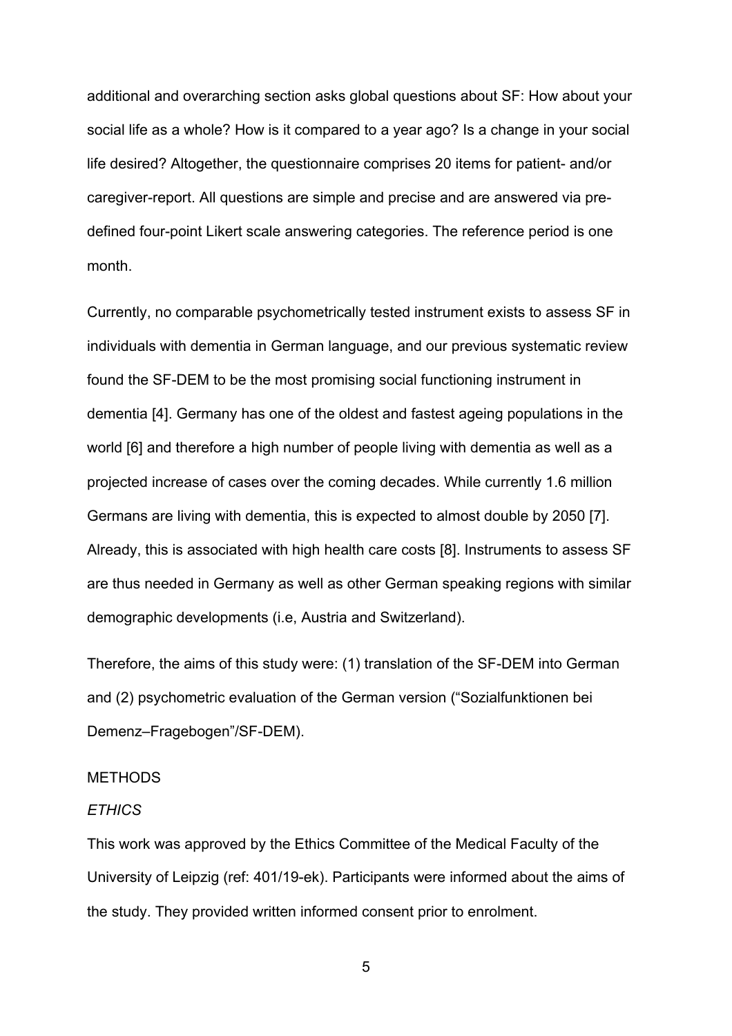additional and overarching section asks global questions about SF: How about your social life as a whole? How is it compared to a year ago? Is a change in your social life desired? Altogether, the questionnaire comprises 20 items for patient- and/or caregiver-report. All questions are simple and precise and are answered via pre-defined four-point Likert scale answering categories. The reference period is one month.

Currently, no comparable psychometrically tested instrument exists to assess SF in individuals with dementia in German language, and our previous systematic review found the SF-DEM to be the most promising social functioning instrument in dementia [4]. Germany has one of the oldest and fastest ageing populations in the world [6] and therefore a high number of people living with dementia as well as a projected increase of cases over the coming decades. While currently 1.6 million Germans are living with dementia, this is expected to almost double by 2050 [7]. Already, this is associated with high health care costs [8]. Instruments to assess SF are thus needed in Germany as well as other German speaking regions with similar demographic developments (i.e, Austria and Switzerland).

Therefore, the aims of this study were: (1) translation of the SF-DEM into German and (2) psychometric evaluation of the German version ("Sozialfunktionen bei Demenz–Fragebogen"/SF-DEM).

## METHODS

### *ETHICS*

This work was approved by the Ethics Committee of the Medical Faculty of the University of Leipzig (ref: 401/19-ek). Participants were informed about the aims of the study. They provided written informed consent prior to enrolment.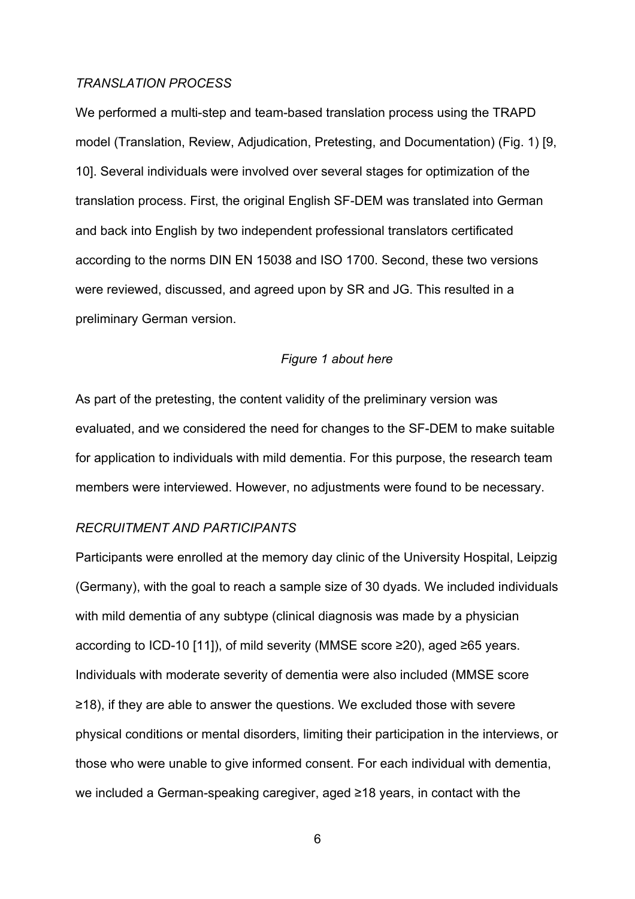*TRANSLATION PROCESS*

We performed a multi-step and team-based translation process using the TRAPD model (Translation, Review, Adjudication, Pretesting, and Documentation) (Fig. 1) [9, 10]. Several individuals were involved over several stages for optimization of the translation process. First, the original English SF-DEM was translated into German and back into English by two independent professional translators certificated according to the norms DIN EN 15038 and ISO 1700. Second, these two versions were reviewed, discussed, and agreed upon by SR and JG. This resulted in a preliminary German version.

*Figure 1 about here*

As part of the pretesting, the content validity of the preliminary version was evaluated, and we considered the need for changes to the SF-DEM to make suitable for application to individuals with mild dementia. For this purpose, the research team members were interviewed. However, no adjustments were found to be necessary.

*RECRUITMENT AND PARTICIPANTS*

Participants were enrolled at the memory day clinic of the University Hospital, Leipzig (Germany), with the goal to reach a sample size of 30 dyads. We included individuals with mild dementia of any subtype (clinical diagnosis was made by a physician according to ICD-10 [11]), of mild severity (MMSE score ≥20), aged ≥65 years. Individuals with moderate severity of dementia were also included (MMSE score ≥18), if they are able to answer the questions. We excluded those with severe physical conditions or mental disorders, limiting their participation in the interviews, or those who were unable to give informed consent. For each individual with dementia, we included a German-speaking caregiver, aged ≥18 years, in contact with the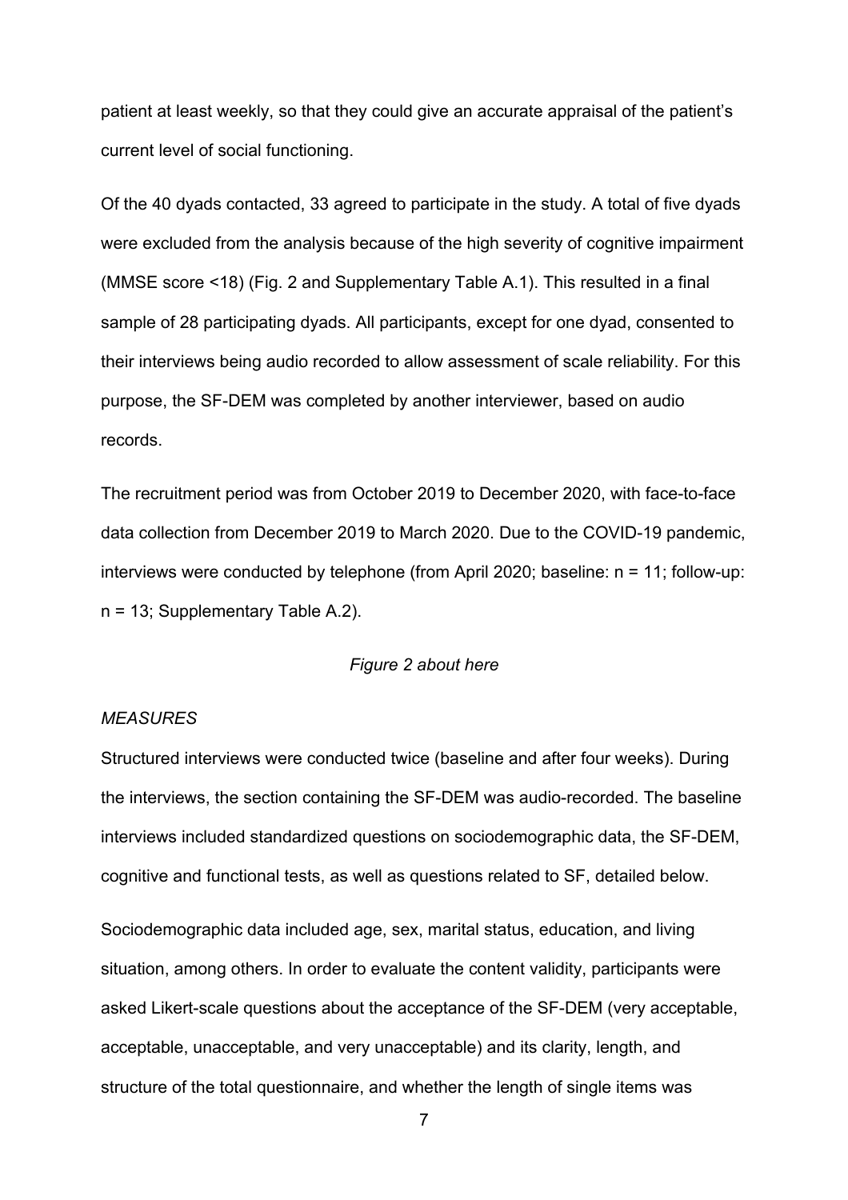patient at least weekly, so that they could give an accurate appraisal of the patient's current level of social functioning.

Of the 40 dyads contacted, 33 agreed to participate in the study. A total of five dyads were excluded from the analysis because of the high severity of cognitive impairment (MMSE score <18) (Fig. 2 and Supplementary Table A.1). This resulted in a final sample of 28 participating dyads. All participants, except for one dyad, consented to their interviews being audio recorded to allow assessment of scale reliability. For this purpose, the SF-DEM was completed by another interviewer, based on audio records.

The recruitment period was from October 2019 to December 2020, with face-to-face data collection from December 2019 to March 2020. Due to the COVID-19 pandemic, interviews were conducted by telephone (from April 2020; baseline: n = 11; follow-up: n = 13; Supplementary Table A.2).

*Figure 2 about here*

*MEASURES*

Structured interviews were conducted twice (baseline and after four weeks). During the interviews, the section containing the SF-DEM was audio-recorded. The baseline interviews included standardized questions on sociodemographic data, the SF-DEM, cognitive and functional tests, as well as questions related to SF, detailed below.

Sociodemographic data included age, sex, marital status, education, and living situation, among others. In order to evaluate the content validity, participants were asked Likert-scale questions about the acceptance of the SF-DEM (very acceptable, acceptable, unacceptable, and very unacceptable) and its clarity, length, and structure of the total questionnaire, and whether the length of single items was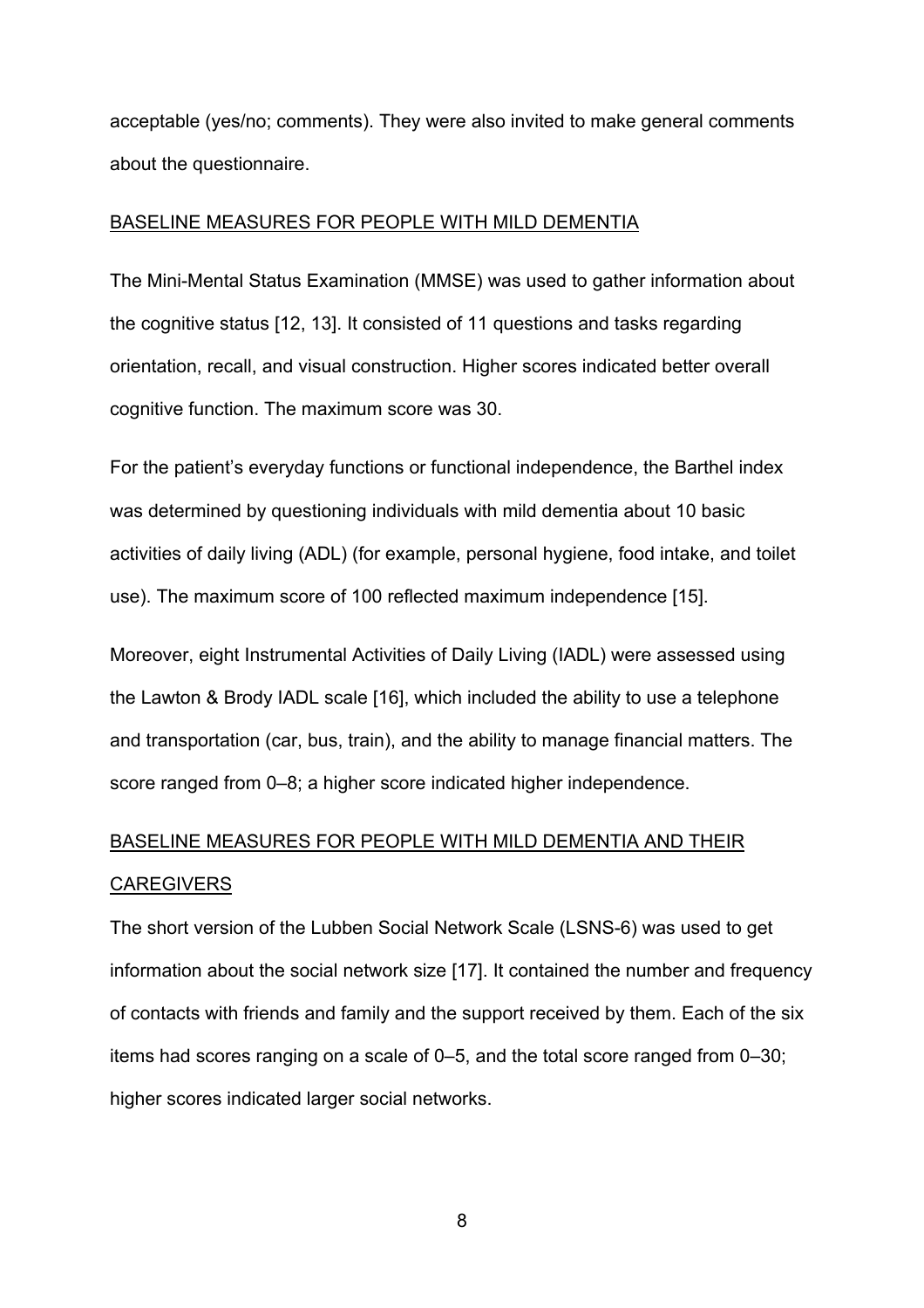acceptable (yes/no; comments). They were also invited to make general comments about the questionnaire.

## BASELINE MEASURES FOR PEOPLE WITH MILD DEMENTIA

The Mini-Mental Status Examination (MMSE) was used to gather information about the cognitive status [12, 13]. It consisted of 11 questions and tasks regarding orientation, recall, and visual construction. Higher scores indicated better overall cognitive function. The maximum score was 30.

For the patient's everyday functions or functional independence, the Barthel index was determined by questioning individuals with mild dementia about 10 basic activities of daily living (ADL) (for example, personal hygiene, food intake, and toilet use). The maximum score of 100 reflected maximum independence [15].

Moreover, eight Instrumental Activities of Daily Living (IADL) were assessed using the Lawton & Brody IADL scale [16], which included the ability to use a telephone and transportation (car, bus, train), and the ability to manage financial matters. The score ranged from 0–8; a higher score indicated higher independence.

## BASELINE MEASURES FOR PEOPLE WITH MILD DEMENTIA AND THEIR CAREGIVERS

The short version of the Lubben Social Network Scale (LSNS-6) was used to get information about the social network size [17]. It contained the number and frequency of contacts with friends and family and the support received by them. Each of the six items had scores ranging on a scale of 0–5, and the total score ranged from 0–30; higher scores indicated larger social networks.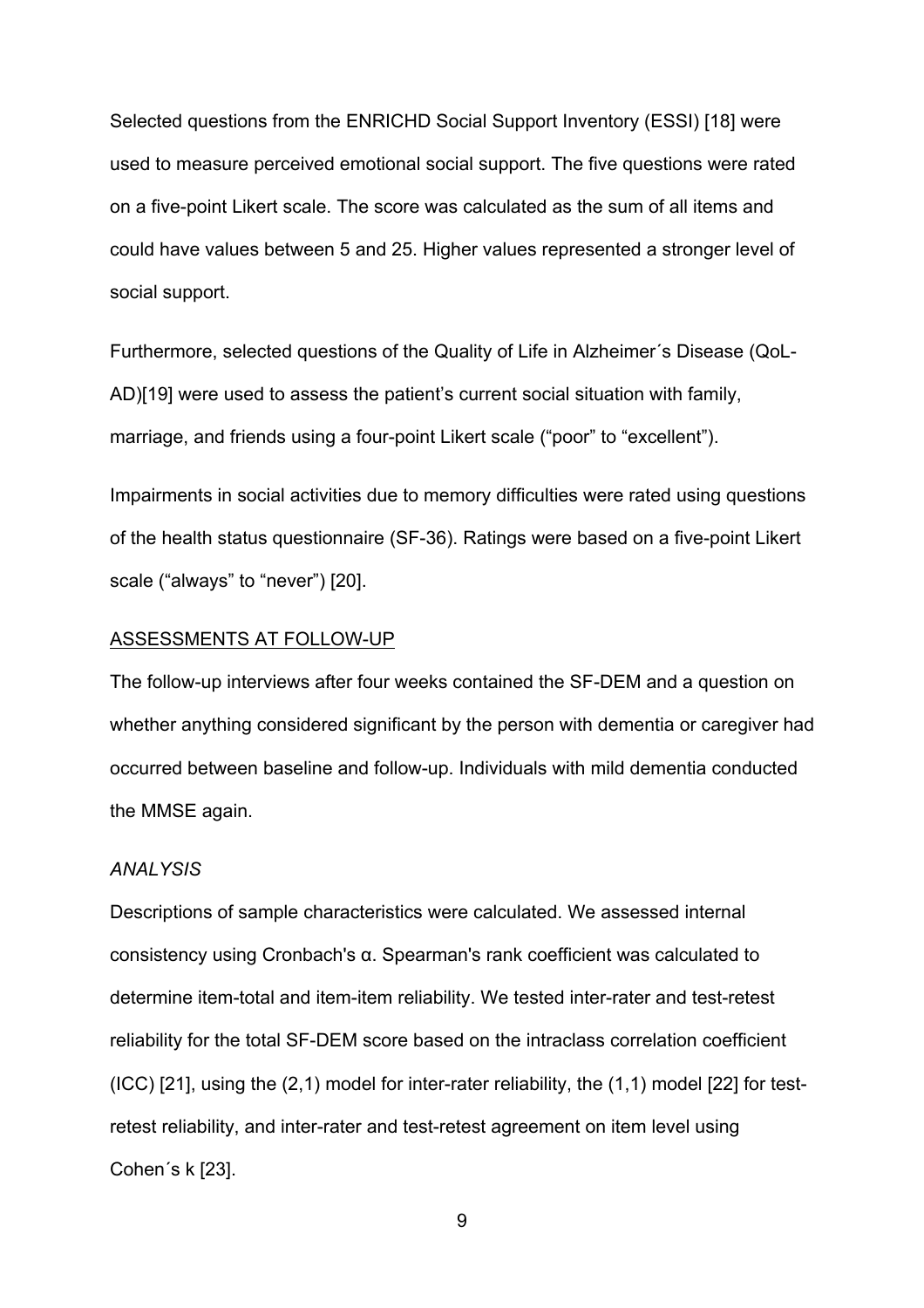Selected questions from the ENRICHD Social Support Inventory (ESSI) [18] were used to measure perceived emotional social support. The five questions were rated on a five-point Likert scale. The score was calculated as the sum of all items and could have values between 5 and 25. Higher values represented a stronger level of social support.

Furthermore, selected questions of the Quality of Life in Alzheimer´s Disease (QoL-AD)[19] were used to assess the patient's current social situation with family, marriage, and friends using a four-point Likert scale ("poor" to "excellent").

Impairments in social activities due to memory difficulties were rated using questions of the health status questionnaire (SF-36). Ratings were based on a five-point Likert scale ("always" to "never") [20].

## ASSESSMENTS AT FOLLOW-UP

The follow-up interviews after four weeks contained the SF-DEM and a question on whether anything considered significant by the person with dementia or caregiver had occurred between baseline and follow-up. Individuals with mild dementia conducted the MMSE again.

### *ANALYSIS*

Descriptions of sample characteristics were calculated. We assessed internal consistency using Cronbach's α. Spearman's rank coefficient was calculated to determine item-total and item-item reliability. We tested inter-rater and test-retest reliability for the total SF-DEM score based on the intraclass correlation coefficient (ICC) [21], using the (2,1) model for inter-rater reliability, the (1,1) model [22] for test-retest reliability, and inter-rater and test-retest agreement on item level using Cohen´s k [23].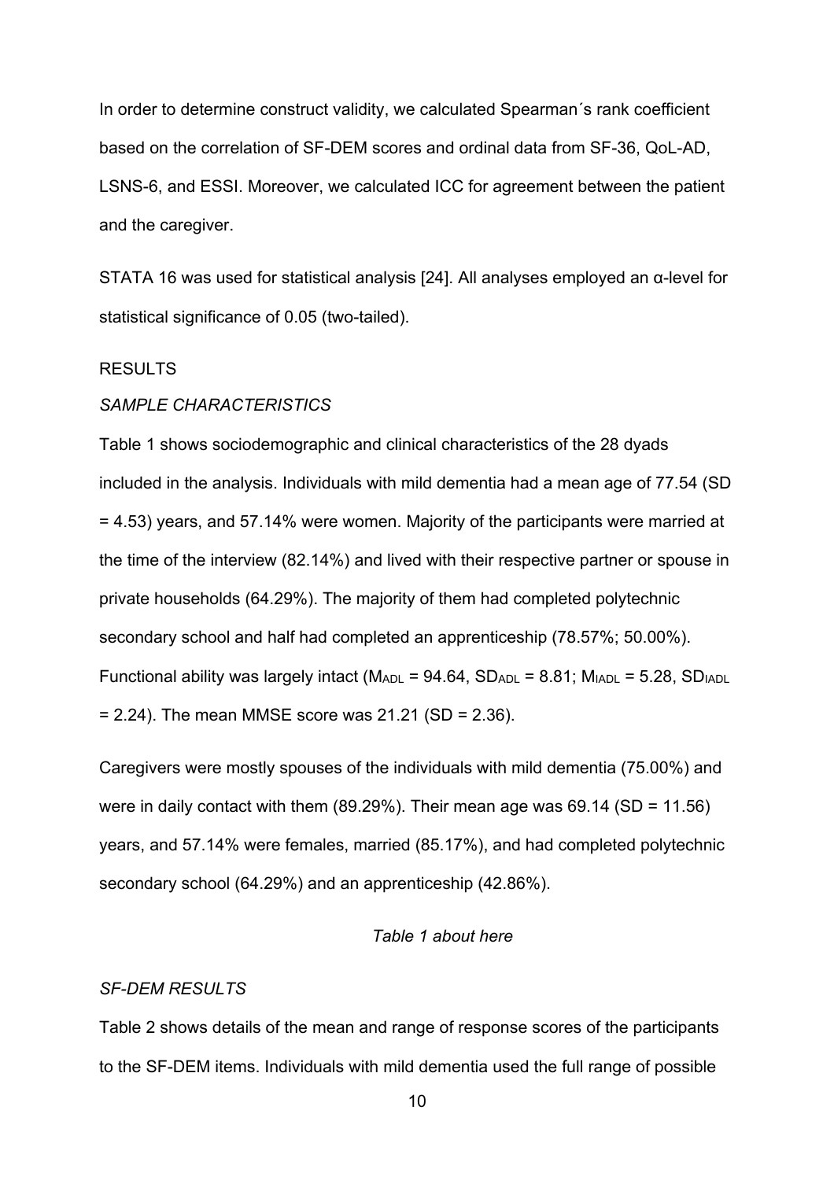In order to determine construct validity, we calculated Spearman´s rank coefficient based on the correlation of SF-DEM scores and ordinal data from SF-36, QoL-AD, LSNS-6, and ESSI. Moreover, we calculated ICC for agreement between the patient and the caregiver.

STATA 16 was used for statistical analysis [24]. All analyses employed an α-level for statistical significance of 0.05 (two-tailed).

## RESULTS

### *SAMPLE CHARACTERISTICS*

Table 1 shows sociodemographic and clinical characteristics of the 28 dyads included in the analysis. Individuals with mild dementia had a mean age of 77.54 (SD = 4.53) years, and 57.14% were women. Majority of the participants were married at the time of the interview (82.14%) and lived with their respective partner or spouse in private households (64.29%). The majority of them had completed polytechnic secondary school and half had completed an apprenticeship (78.57%; 50.00%). Functional ability was largely intact ($M_{ADL}$ = 94.64, $SD_{ADL}$ = 8.81; $M_{IADL}$ = 5.28, $SD_{IADL}$ = 2.24). The mean MMSE score was 21.21 (SD = 2.36).

Caregivers were mostly spouses of the individuals with mild dementia (75.00%) and were in daily contact with them (89.29%). Their mean age was 69.14 (SD = 11.56) years, and 57.14% were females, married (85.17%), and had completed polytechnic secondary school (64.29%) and an apprenticeship (42.86%).

*Table 1 about here*

### *SF-DEM RESULTS*

Table 2 shows details of the mean and range of response scores of the participants to the SF-DEM items. Individuals with mild dementia used the full range of possible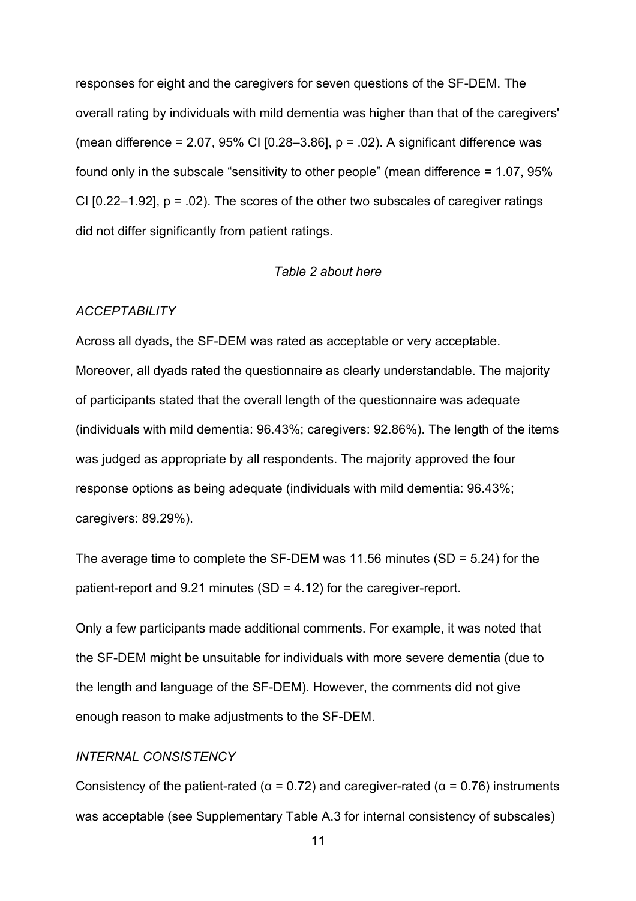responses for eight and the caregivers for seven questions of the SF-DEM. The overall rating by individuals with mild dementia was higher than that of the caregivers' (mean difference = 2.07, 95% CI [0.28–3.86], $p = .02$). A significant difference was found only in the subscale "sensitivity to other people" (mean difference = 1.07, 95% CI [0.22–1.92], $p = .02$). The scores of the other two subscales of caregiver ratings did not differ significantly from patient ratings.

*Table 2 about here*

### *ACCEPTABILITY*

Across all dyads, the SF-DEM was rated as acceptable or very acceptable. Moreover, all dyads rated the questionnaire as clearly understandable. The majority of participants stated that the overall length of the questionnaire was adequate (individuals with mild dementia: 96.43%; caregivers: 92.86%). The length of the items was judged as appropriate by all respondents. The majority approved the four response options as being adequate (individuals with mild dementia: 96.43%; caregivers: 89.29%).

The average time to complete the SF-DEM was 11.56 minutes (SD = 5.24) for the patient-report and 9.21 minutes (SD = 4.12) for the caregiver-report.

Only a few participants made additional comments. For example, it was noted that the SF-DEM might be unsuitable for individuals with more severe dementia (due to the length and language of the SF-DEM). However, the comments did not give enough reason to make adjustments to the SF-DEM.

### *INTERNAL CONSISTENCY*

Consistency of the patient-rated ($\alpha = 0.72$) and caregiver-rated ($\alpha = 0.76$) instruments was acceptable (see Supplementary Table A.3 for internal consistency of subscales)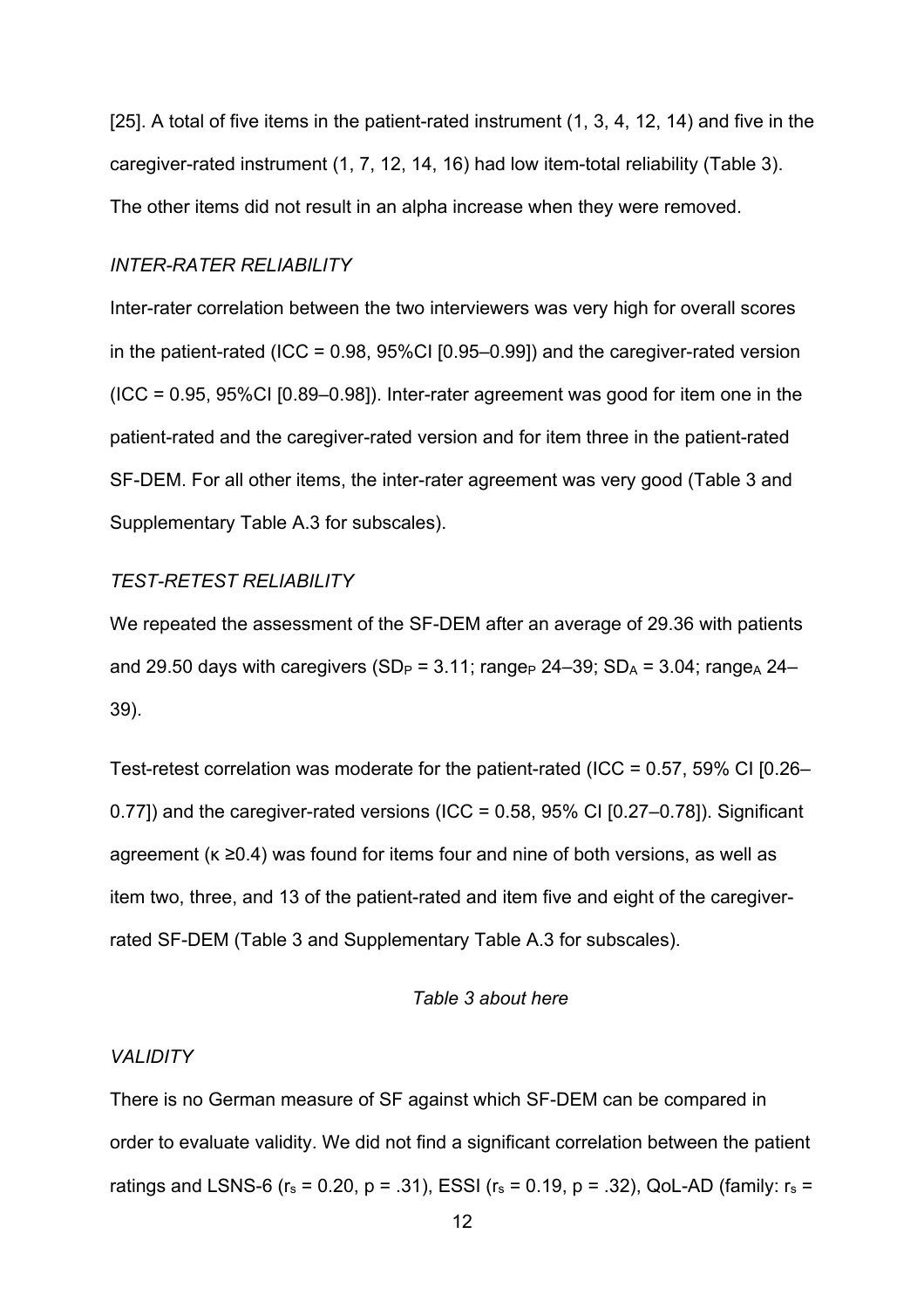[25]. A total of five items in the patient-rated instrument (1, 3, 4, 12, 14) and five in the caregiver-rated instrument (1, 7, 12, 14, 16) had low item-total reliability (Table 3). The other items did not result in an alpha increase when they were removed.

### *INTER-RATER RELIABILITY*

Inter-rater correlation between the two interviewers was very high for overall scores in the patient-rated (ICC = 0.98, 95%CI [0.95–0.99]) and the caregiver-rated version (ICC = 0.95, 95%CI [0.89–0.98]). Inter-rater agreement was good for item one in the patient-rated and the caregiver-rated version and for item three in the patient-rated SF-DEM. For all other items, the inter-rater agreement was very good (Table 3 and Supplementary Table A.3 for subscales).

### *TEST-RETEST RELIABILITY*

We repeated the assessment of the SF-DEM after an average of 29.36 with patients and 29.50 days with caregivers ($SD_P$ = 3.11; $range_P$ 24–39; $SD_A$ = 3.04; $range_A$ 24–39).

Test-retest correlation was moderate for the patient-rated (ICC = 0.57, 59% CI [0.26–0.77]) and the caregiver-rated versions (ICC = 0.58, 95% CI [0.27–0.78]). Significant agreement ($\kappa \geq 0.4$) was found for items four and nine of both versions, as well as item two, three, and 13 of the patient-rated and item five and eight of the caregiver-rated SF-DEM (Table 3 and Supplementary Table A.3 for subscales).

*Table 3 about here*

### *VALIDITY*

There is no German measure of SF against which SF-DEM can be compared in order to evaluate validity. We did not find a significant correlation between the patient ratings and LSNS-6 ($r_s$ = 0.20, p = .31), ESSI ($r_s$ = 0.19, p = .32), QoL-AD (family: $r_s$ =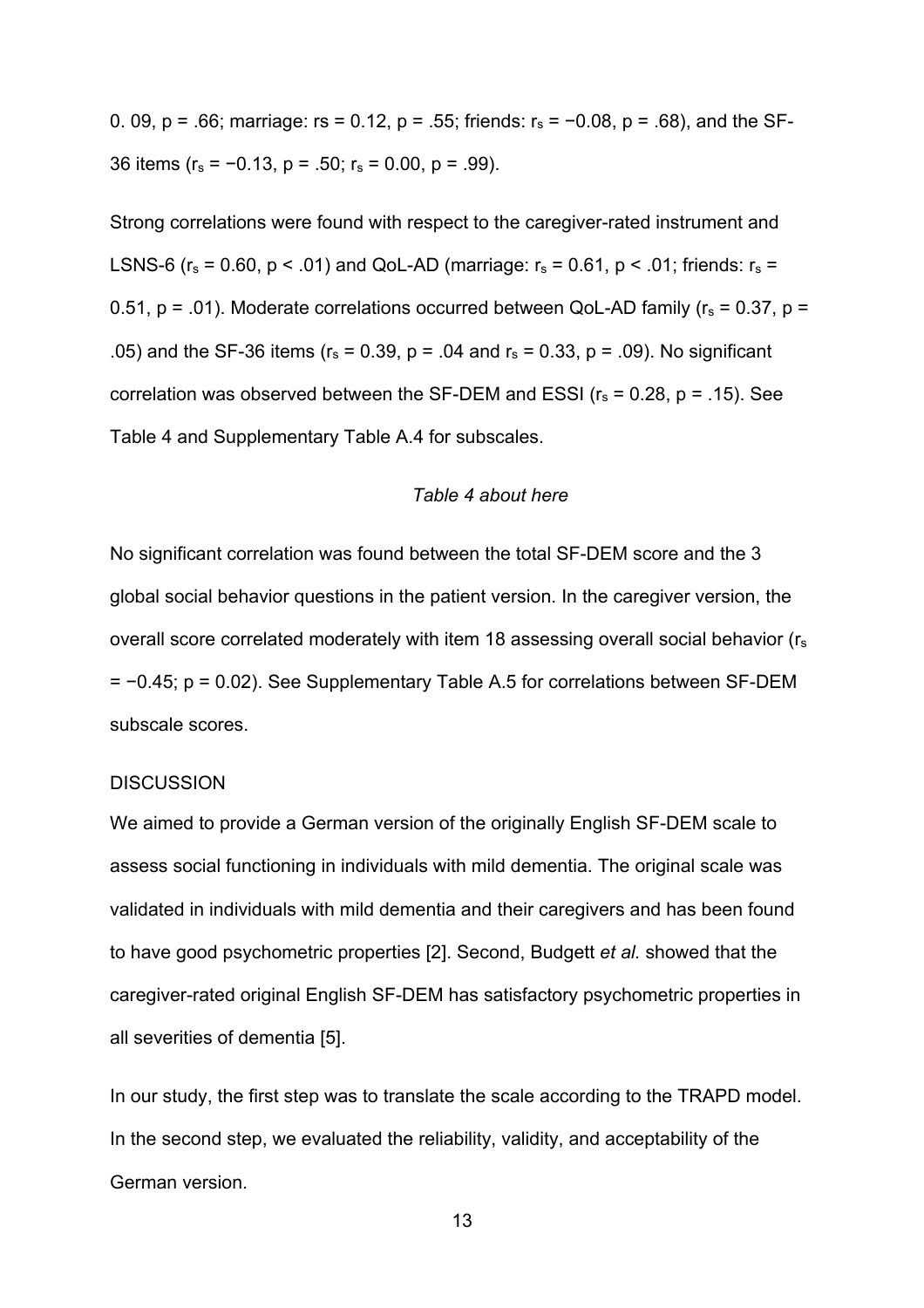0. 09, $p = .66$; marriage: $r_s = 0.12$, $p = .55$; friends: $r_s = -0.08$, $p = .68$), and the SF-36 items ($r_s = -0.13$, $p = .50$; $r_s = 0.00$, $p = .99$).

Strong correlations were found with respect to the caregiver-rated instrument and LSNS-6 ($r_s = 0.60$, $p < .01$) and QoL-AD (marriage: $r_s = 0.61$, $p < .01$; friends: $r_s = 0.51$, $p = .01$). Moderate correlations occurred between QoL-AD family ($r_s = 0.37$, $p = .05$) and the SF-36 items ($r_s = 0.39$, $p = .04$ and $r_s = 0.33$, $p = .09$). No significant correlation was observed between the SF-DEM and ESSI ($r_s = 0.28$, $p = .15$). See Table 4 and Supplementary Table A.4 for subscales.

*Table 4 about here*

No significant correlation was found between the total SF-DEM score and the 3 global social behavior questions in the patient version. In the caregiver version, the overall score correlated moderately with item 18 assessing overall social behavior ($r_s = -0.45$; $p = 0.02$). See Supplementary Table A.5 for correlations between SF-DEM subscale scores.

## DISCUSSION

We aimed to provide a German version of the originally English SF-DEM scale to assess social functioning in individuals with mild dementia. The original scale was validated in individuals with mild dementia and their caregivers and has been found to have good psychometric properties [2]. Second, Budgett *et al.* showed that the caregiver-rated original English SF-DEM has satisfactory psychometric properties in all severities of dementia [5].

In our study, the first step was to translate the scale according to the TRAPD model. In the second step, we evaluated the reliability, validity, and acceptability of the German version.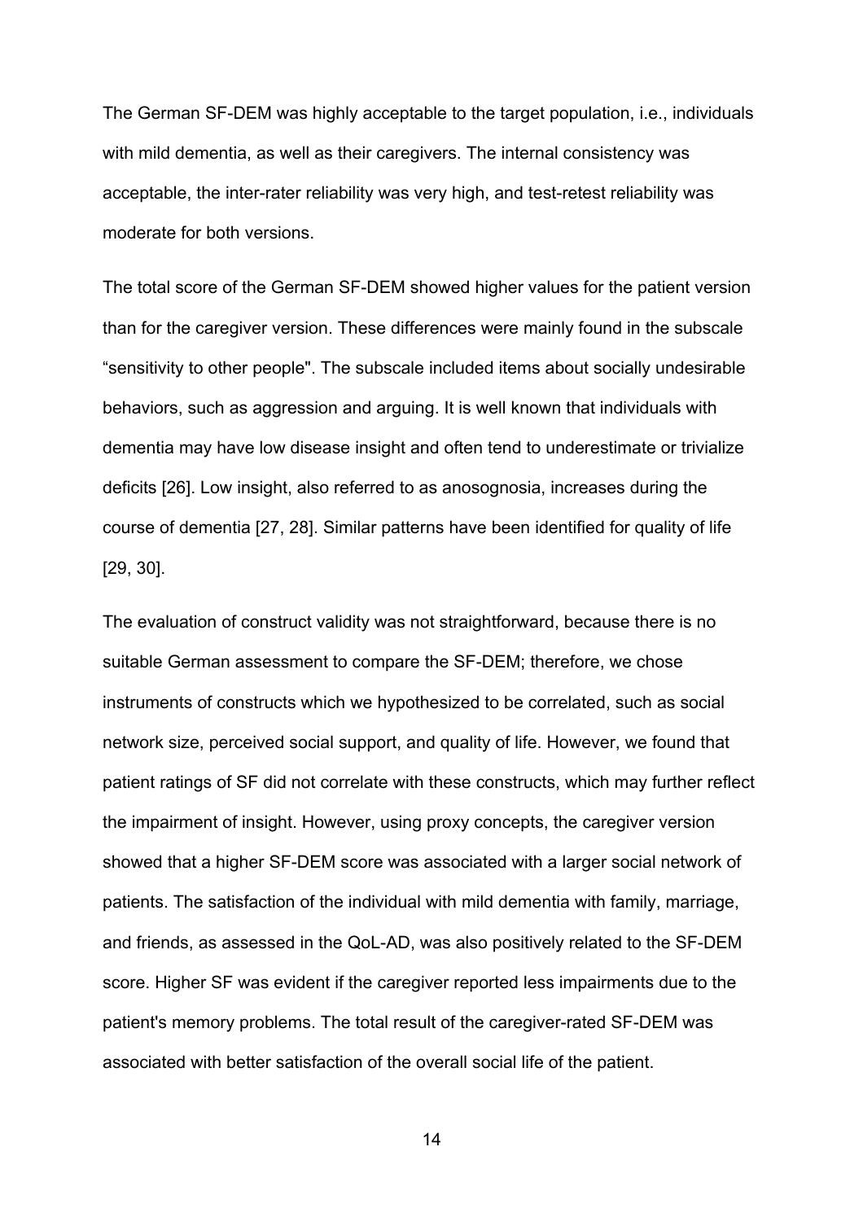The German SF-DEM was highly acceptable to the target population, i.e., individuals with mild dementia, as well as their caregivers. The internal consistency was acceptable, the inter-rater reliability was very high, and test-retest reliability was moderate for both versions.

The total score of the German SF-DEM showed higher values for the patient version than for the caregiver version. These differences were mainly found in the subscale “sensitivity to other people". The subscale included items about socially undesirable behaviors, such as aggression and arguing. It is well known that individuals with dementia may have low disease insight and often tend to underestimate or trivialize deficits [26]. Low insight, also referred to as anosognosia, increases during the course of dementia [27, 28]. Similar patterns have been identified for quality of life [29, 30].

The evaluation of construct validity was not straightforward, because there is no suitable German assessment to compare the SF-DEM; therefore, we chose instruments of constructs which we hypothesized to be correlated, such as social network size, perceived social support, and quality of life. However, we found that patient ratings of SF did not correlate with these constructs, which may further reflect the impairment of insight. However, using proxy concepts, the caregiver version showed that a higher SF-DEM score was associated with a larger social network of patients. The satisfaction of the individual with mild dementia with family, marriage, and friends, as assessed in the QoL-AD, was also positively related to the SF-DEM score. Higher SF was evident if the caregiver reported less impairments due to the patient's memory problems. The total result of the caregiver-rated SF-DEM was associated with better satisfaction of the overall social life of the patient.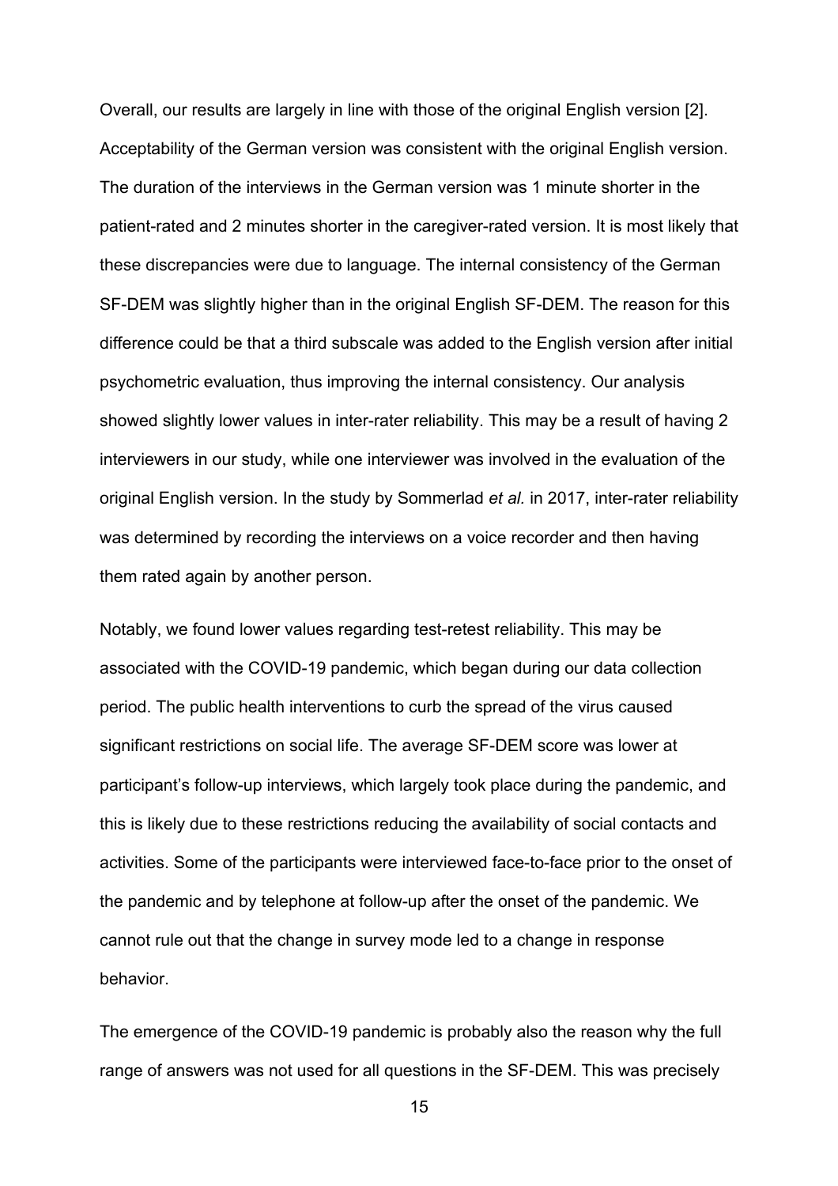Overall, our results are largely in line with those of the original English version [2]. Acceptability of the German version was consistent with the original English version. The duration of the interviews in the German version was 1 minute shorter in the patient-rated and 2 minutes shorter in the caregiver-rated version. It is most likely that these discrepancies were due to language. The internal consistency of the German SF-DEM was slightly higher than in the original English SF-DEM. The reason for this difference could be that a third subscale was added to the English version after initial psychometric evaluation, thus improving the internal consistency. Our analysis showed slightly lower values in inter-rater reliability. This may be a result of having 2 interviewers in our study, while one interviewer was involved in the evaluation of the original English version. In the study by Sommerlad *et al.* in 2017, inter-rater reliability was determined by recording the interviews on a voice recorder and then having them rated again by another person.

Notably, we found lower values regarding test-retest reliability. This may be associated with the COVID-19 pandemic, which began during our data collection period. The public health interventions to curb the spread of the virus caused significant restrictions on social life. The average SF-DEM score was lower at participant's follow-up interviews, which largely took place during the pandemic, and this is likely due to these restrictions reducing the availability of social contacts and activities. Some of the participants were interviewed face-to-face prior to the onset of the pandemic and by telephone at follow-up after the onset of the pandemic. We cannot rule out that the change in survey mode led to a change in response behavior.

The emergence of the COVID-19 pandemic is probably also the reason why the full range of answers was not used for all questions in the SF-DEM. This was precisely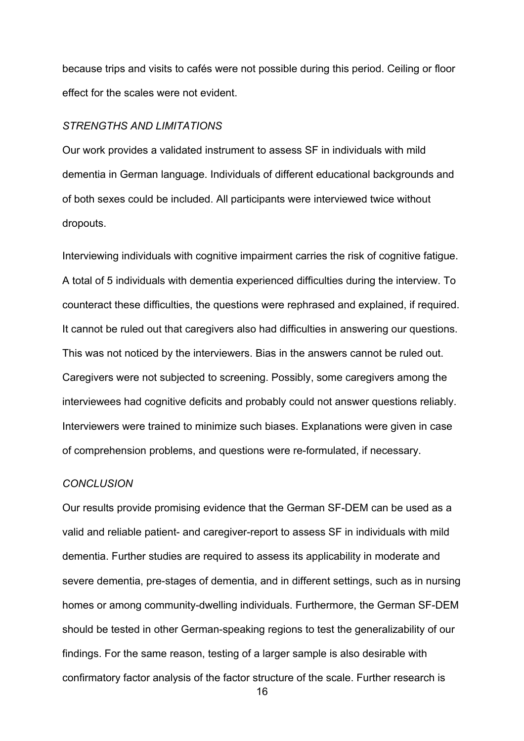because trips and visits to cafés were not possible during this period. Ceiling or floor effect for the scales were not evident.

### *STRENGTHS AND LIMITATIONS*

Our work provides a validated instrument to assess SF in individuals with mild dementia in German language. Individuals of different educational backgrounds and of both sexes could be included. All participants were interviewed twice without dropouts.

Interviewing individuals with cognitive impairment carries the risk of cognitive fatigue. A total of 5 individuals with dementia experienced difficulties during the interview. To counteract these difficulties, the questions were rephrased and explained, if required. It cannot be ruled out that caregivers also had difficulties in answering our questions. This was not noticed by the interviewers. Bias in the answers cannot be ruled out. Caregivers were not subjected to screening. Possibly, some caregivers among the interviewees had cognitive deficits and probably could not answer questions reliably. Interviewers were trained to minimize such biases. Explanations were given in case of comprehension problems, and questions were re-formulated, if necessary.

### *CONCLUSION*

Our results provide promising evidence that the German SF-DEM can be used as a valid and reliable patient- and caregiver-report to assess SF in individuals with mild dementia. Further studies are required to assess its applicability in moderate and severe dementia, pre-stages of dementia, and in different settings, such as in nursing homes or among community-dwelling individuals. Furthermore, the German SF-DEM should be tested in other German-speaking regions to test the generalizability of our findings. For the same reason, testing of a larger sample is also desirable with confirmatory factor analysis of the factor structure of the scale. Further research is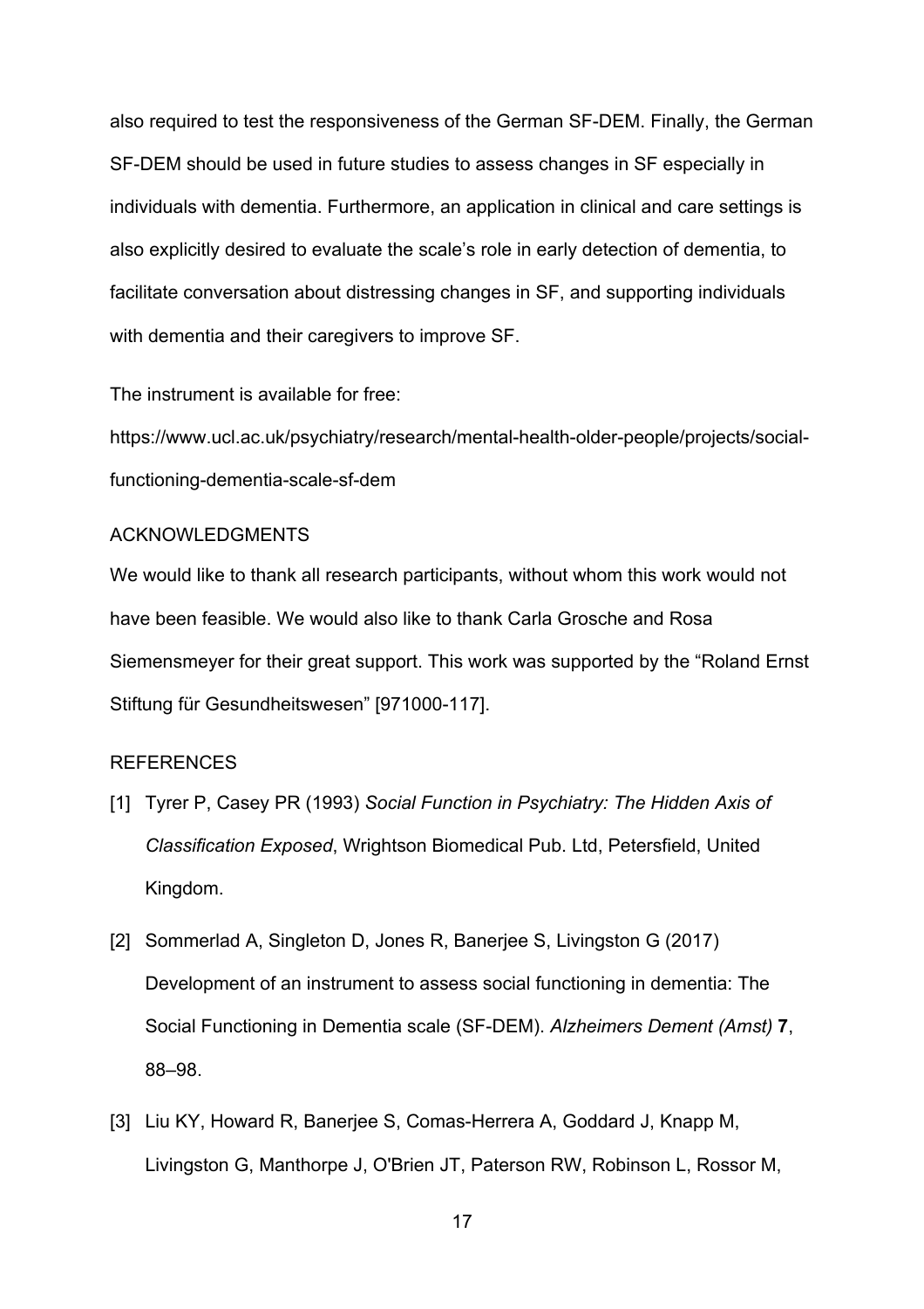also required to test the responsiveness of the German SF-DEM. Finally, the German SF-DEM should be used in future studies to assess changes in SF especially in individuals with dementia. Furthermore, an application in clinical and care settings is also explicitly desired to evaluate the scale's role in early detection of dementia, to facilitate conversation about distressing changes in SF, and supporting individuals with dementia and their caregivers to improve SF.

The instrument is available for free:

https://www.ucl.ac.uk/psychiatry/research/mental-health-older-people/projects/social-functioning-dementia-scale-sf-dem

## ACKNOWLEDGMENTS

We would like to thank all research participants, without whom this work would not have been feasible. We would also like to thank Carla Grosche and Rosa Siemensmeyer for their great support. This work was supported by the "Roland Ernst Stiftung für Gesundheitswesen" [971000-117].

## REFERENCES

[1] Tyrer P, Casey PR (1993) *Social Function in Psychiatry: The Hidden Axis of Classification Exposed*, Wrightson Biomedical Pub. Ltd, Petersfield, United Kingdom.

[2] Sommerlad A, Singleton D, Jones R, Banerjee S, Livingston G (2017) Development of an instrument to assess social functioning in dementia: The Social Functioning in Dementia scale (SF-DEM). *Alzheimers Dement (Amst)* **7**, 88–98.

[3] Liu KY, Howard R, Banerjee S, Comas-Herrera A, Goddard J, Knapp M, Livingston G, Manthorpe J, O'Brien JT, Paterson RW, Robinson L, Rossor M,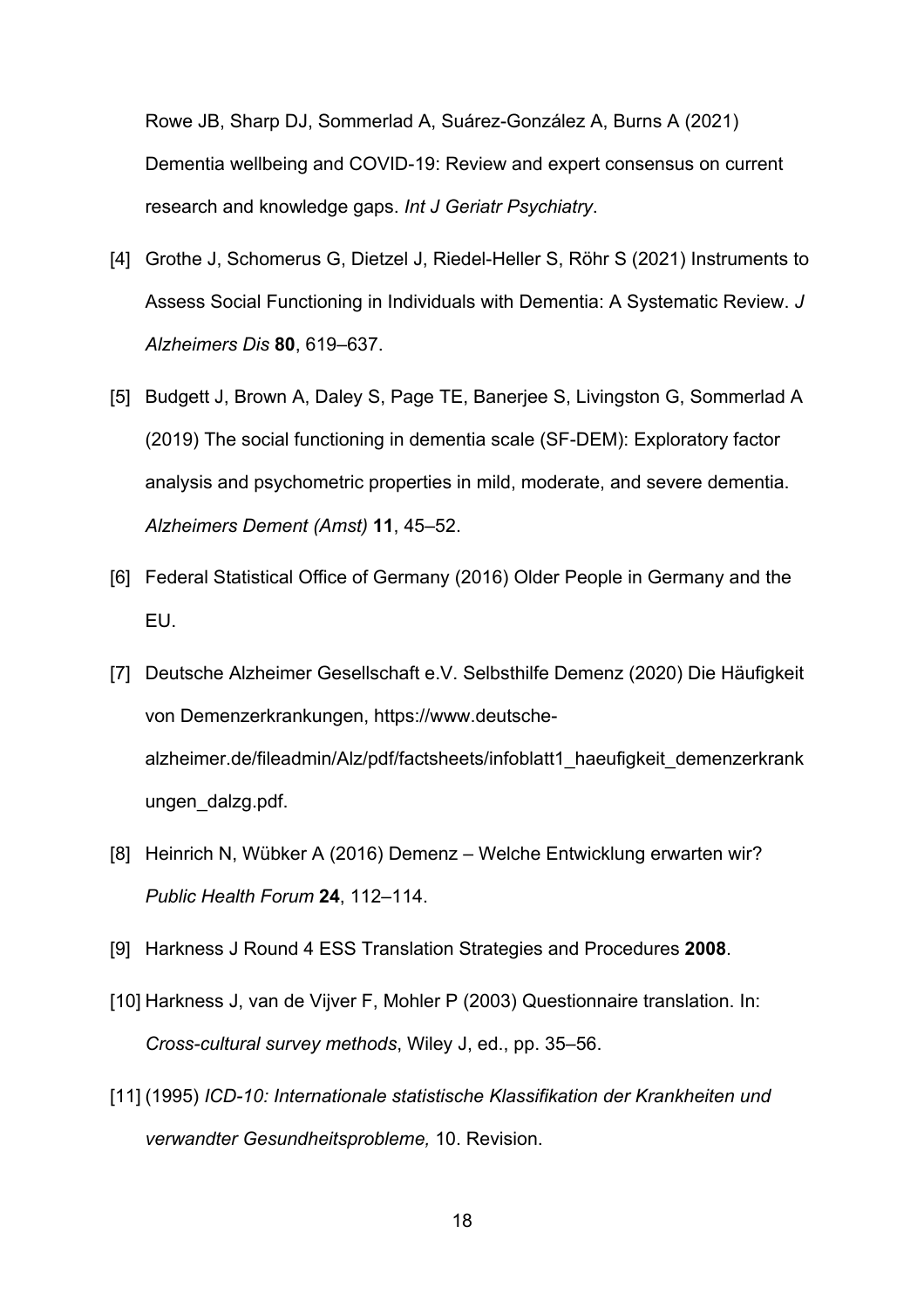Rowe JB, Sharp DJ, Sommerlad A, Suárez-González A, Burns A (2021) Dementia wellbeing and COVID-19: Review and expert consensus on current research and knowledge gaps. *Int J Geriatr Psychiatry*.

[4] Grothe J, Schomerus G, Dietzel J, Riedel-Heller S, Röhr S (2021) Instruments to Assess Social Functioning in Individuals with Dementia: A Systematic Review. *J Alzheimers Dis* **80**, 619–637.

[5] Budgett J, Brown A, Daley S, Page TE, Banerjee S, Livingston G, Sommerlad A (2019) The social functioning in dementia scale (SF-DEM): Exploratory factor analysis and psychometric properties in mild, moderate, and severe dementia. *Alzheimers Dement (Amst)* **11**, 45–52.

[6] Federal Statistical Office of Germany (2016) Older People in Germany and the EU.

[7] Deutsche Alzheimer Gesellschaft e.V. Selbsthilfe Demenz (2020) Die Häufigkeit von Demenzerkrankungen, https://www.deutsche-alzheimer.de/fileadmin/Alz/pdf/factsheets/infoblatt1_haeufigkeit_demenzerkrankungen_dalzg.pdf.

[8] Heinrich N, Wübker A (2016) Demenz – Welche Entwicklung erwarten wir? *Public Health Forum* **24**, 112–114.

[9] Harkness J Round 4 ESS Translation Strategies and Procedures **2008**.

[10] Harkness J, van de Vijver F, Mohler P (2003) Questionnaire translation. In: *Cross-cultural survey methods*, Wiley J, ed., pp. 35–56.

[11] (1995) *ICD-10: Internationale statistische Klassifikation der Krankheiten und verwandter Gesundheitsprobleme,* 10. Revision.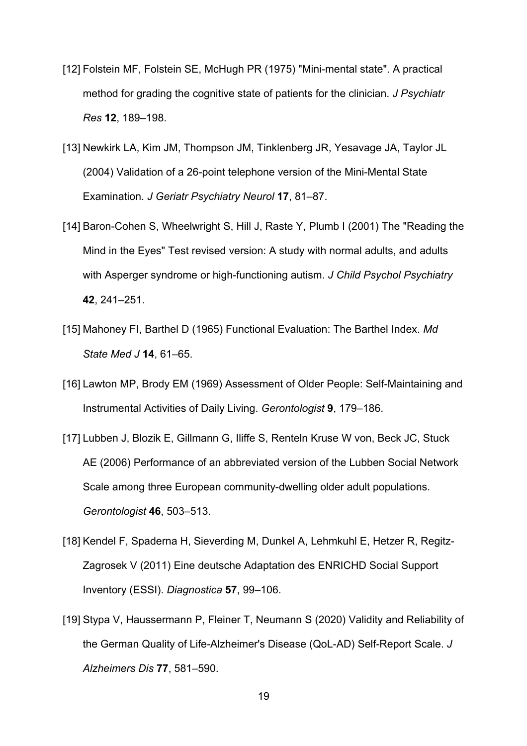[12] Folstein MF, Folstein SE, McHugh PR (1975) "Mini-mental state". A practical method for grading the cognitive state of patients for the clinician. *J Psychiatr Res* **12**, 189–198.

[13] Newkirk LA, Kim JM, Thompson JM, Tinklenberg JR, Yesavage JA, Taylor JL (2004) Validation of a 26-point telephone version of the Mini-Mental State Examination. *J Geriatr Psychiatry Neurol* **17**, 81–87.

[14] Baron-Cohen S, Wheelwright S, Hill J, Raste Y, Plumb I (2001) The "Reading the Mind in the Eyes" Test revised version: A study with normal adults, and adults with Asperger syndrome or high-functioning autism. *J Child Psychol Psychiatry* **42**, 241–251.

[15] Mahoney FI, Barthel D (1965) Functional Evaluation: The Barthel Index. *Md State Med J* **14**, 61–65.

[16] Lawton MP, Brody EM (1969) Assessment of Older People: Self-Maintaining and Instrumental Activities of Daily Living. *Gerontologist* **9**, 179–186.

[17] Lubben J, Blozik E, Gillmann G, Iliffe S, Renteln Kruse W von, Beck JC, Stuck AE (2006) Performance of an abbreviated version of the Lubben Social Network Scale among three European community-dwelling older adult populations. *Gerontologist* **46**, 503–513.

[18] Kendel F, Spaderna H, Sieverding M, Dunkel A, Lehmkuhl E, Hetzer R, Regitz-Zagrosek V (2011) Eine deutsche Adaptation des ENRICHD Social Support Inventory (ESSI). *Diagnostica* **57**, 99–106.

[19] Stypa V, Haussermann P, Fleiner T, Neumann S (2020) Validity and Reliability of the German Quality of Life-Alzheimer's Disease (QoL-AD) Self-Report Scale. *J Alzheimers Dis* **77**, 581–590.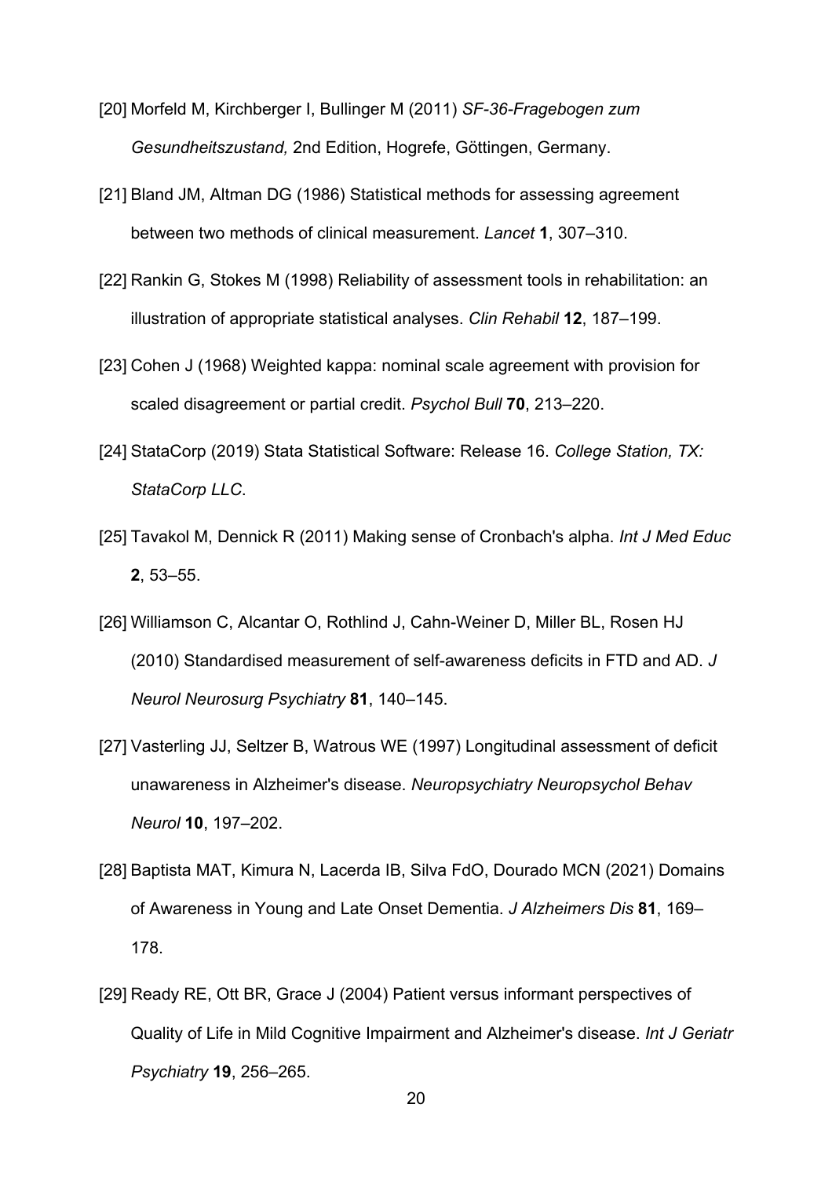[20] Morfeld M, Kirchberger I, Bullinger M (2011) *SF-36-Fragebogen zum Gesundheitszustand,* 2nd Edition, Hogrefe, Göttingen, Germany.

[21] Bland JM, Altman DG (1986) Statistical methods for assessing agreement between two methods of clinical measurement. *Lancet* **1**, 307–310.

[22] Rankin G, Stokes M (1998) Reliability of assessment tools in rehabilitation: an illustration of appropriate statistical analyses. *Clin Rehabil* **12**, 187–199.

[23] Cohen J (1968) Weighted kappa: nominal scale agreement with provision for scaled disagreement or partial credit. *Psychol Bull* **70**, 213–220.

[24] StataCorp (2019) Stata Statistical Software: Release 16. *College Station, TX: StataCorp LLC*.

[25] Tavakol M, Dennick R (2011) Making sense of Cronbach's alpha. *Int J Med Educ* **2**, 53–55.

[26] Williamson C, Alcantar O, Rothlind J, Cahn-Weiner D, Miller BL, Rosen HJ (2010) Standardised measurement of self-awareness deficits in FTD and AD. *J Neurol Neurosurg Psychiatry* **81**, 140–145.

[27] Vasterling JJ, Seltzer B, Watrous WE (1997) Longitudinal assessment of deficit unawareness in Alzheimer's disease. *Neuropsychiatry Neuropsychol Behav Neurol* **10**, 197–202.

[28] Baptista MAT, Kimura N, Lacerda IB, Silva FdO, Dourado MCN (2021) Domains of Awareness in Young and Late Onset Dementia. *J Alzheimers Dis* **81**, 169–178.

[29] Ready RE, Ott BR, Grace J (2004) Patient versus informant perspectives of Quality of Life in Mild Cognitive Impairment and Alzheimer's disease. *Int J Geriatr Psychiatry* **19**, 256–265.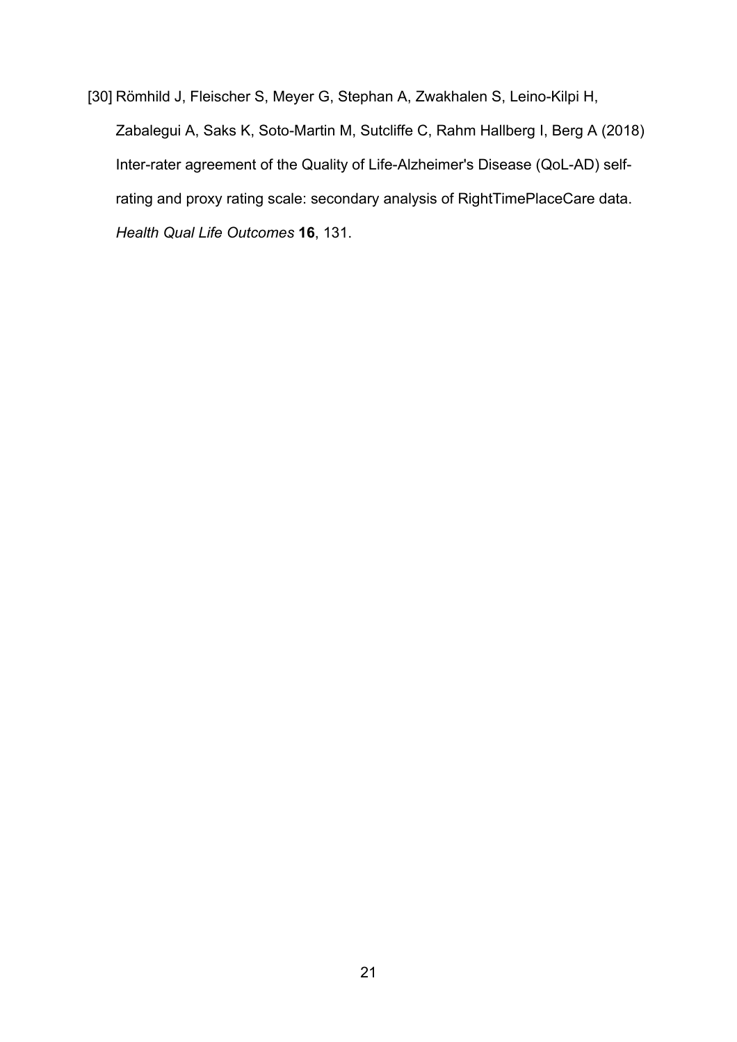[30] Römhild J, Fleischer S, Meyer G, Stephan A, Zwakhalen S, Leino-Kilpi H, Zabalegui A, Saks K, Soto-Martin M, Sutcliffe C, Rahm Hallberg I, Berg A (2018) Inter-rater agreement of the Quality of Life-Alzheimer's Disease (QoL-AD) self-rating and proxy rating scale: secondary analysis of RightTimePlaceCare data. *Health Qual Life Outcomes* **16**, 131.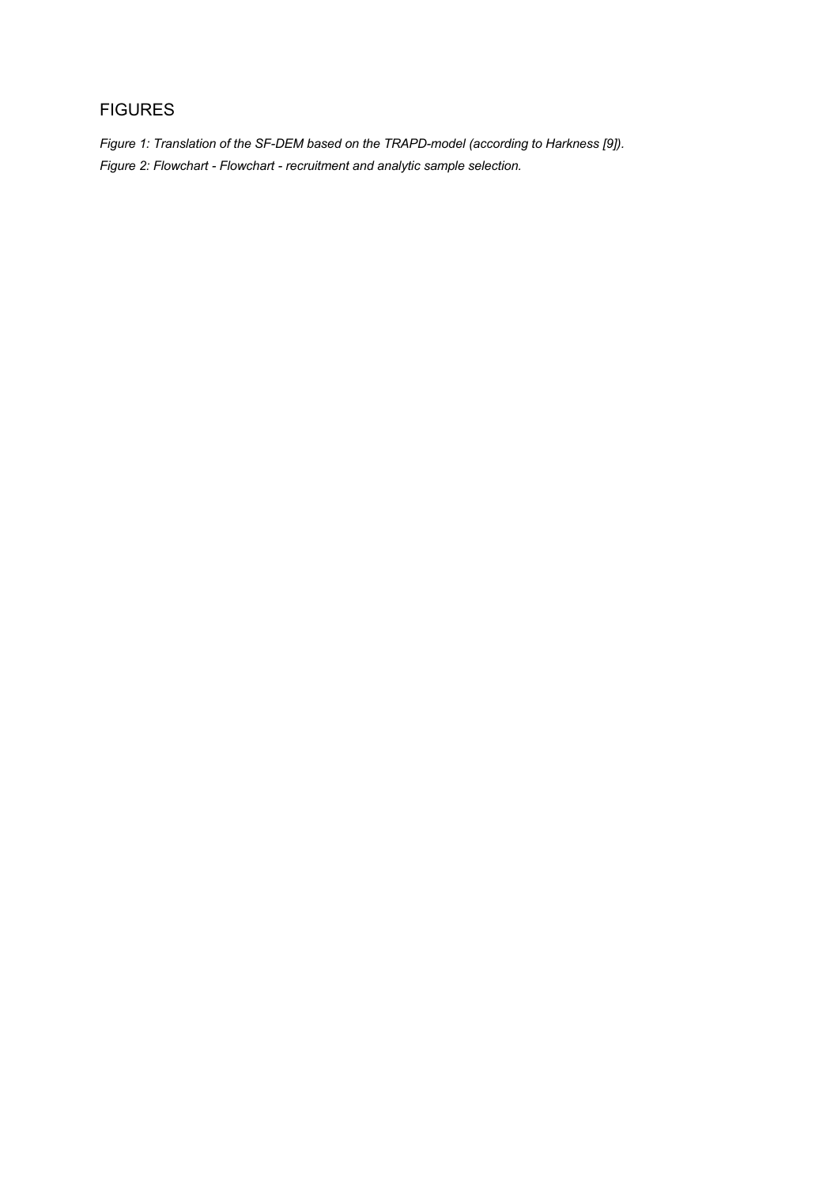## FIGURES

*Figure 1: Translation of the SF-DEM based on the TRAPD-model (according to Harkness [9]).*

*Figure 2: Flowchart - Flowchart - recruitment and analytic sample selection.*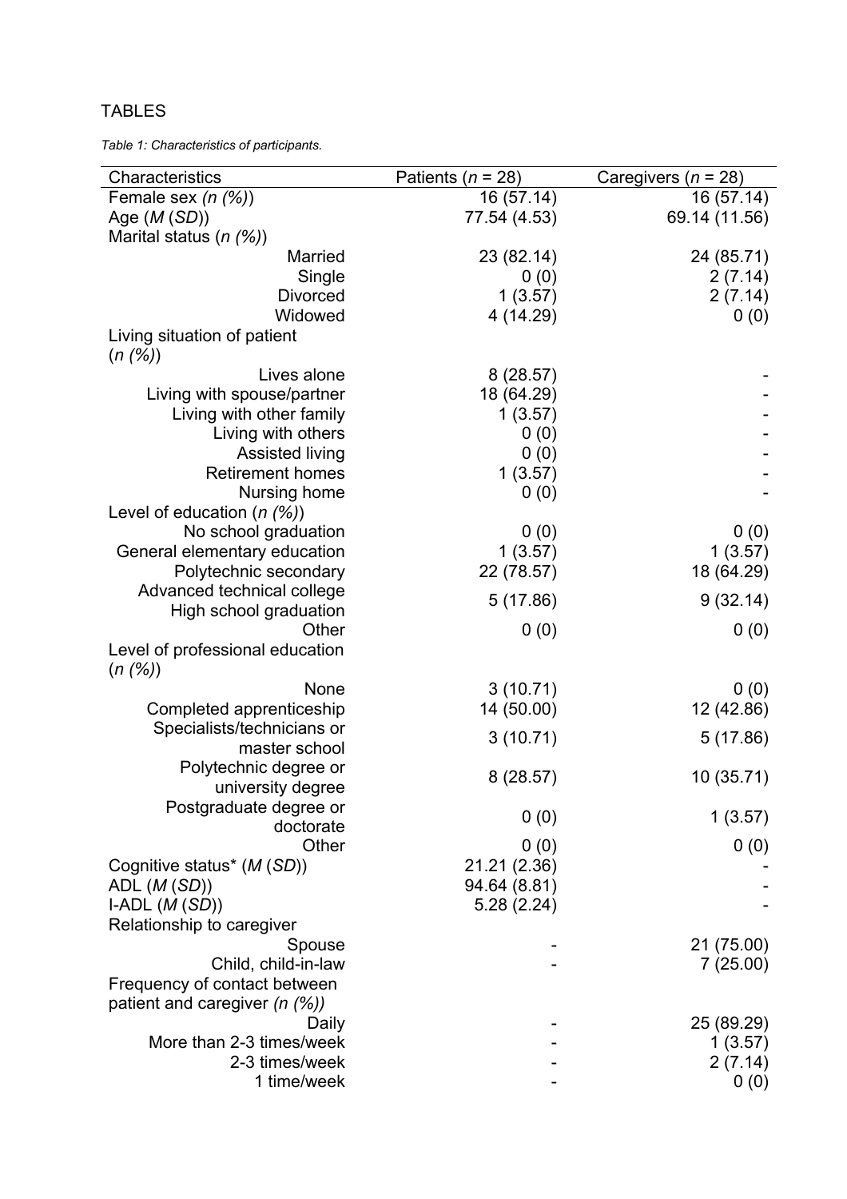# TABLES

*Table 1: Characteristics of participants.*

| Characteristics | Patients (*n* = 28) | Caregivers (*n* = 28) |
|---|---|---|
| Female sex *(n (%))* | 16 (57.14) | 16 (57.14) |
| Age (*M* (*SD*)) | 77.54 (4.53) | 69.14 (11.56) |
| Marital status (*n (%)*) | | |
| Married | 23 (82.14) | 24 (85.71) |
| Single | 0 (0) | 2 (7.14) |
| Divorced | 1 (3.57) | 2 (7.14) |
| Widowed | 4 (14.29) | 0 (0) |
| Living situation of patient (*n (%)*) | | |
| Lives alone | 8 (28.57) | - |
| Living with spouse/partner | 18 (64.29) | - |
| Living with other family | 1 (3.57) | - |
| Living with others | 0 (0) | - |
| Assisted living | 0 (0) | - |
| Retirement homes | 1 (3.57) | - |
| Nursing home | 0 (0) | - |
| Level of education (*n (%)*) | | |
| No school graduation | 0 (0) | 0 (0) |
| General elementary education | 1 (3.57) | 1 (3.57) |
| Polytechnic secondary | 22 (78.57) | 18 (64.29) |
| Advanced technical college High school graduation | 5 (17.86) | 9 (32.14) |
| Other | 0 (0) | 0 (0) |
| Level of professional education (*n (%)*) | | |
| None | 3 (10.71) | 0 (0) |
| Completed apprenticeship | 14 (50.00) | 12 (42.86) |
| Specialists/technicians or master school | 3 (10.71) | 5 (17.86) |
| Polytechnic degree or university degree | 8 (28.57) | 10 (35.71) |
| Postgraduate degree or doctorate | 0 (0) | 1 (3.57) |
| Other | 0 (0) | 0 (0) |
| Cognitive status* (*M* (*SD*)) | 21.21 (2.36) | - |
| ADL (*M* (*SD*)) | 94.64 (8.81) | - |
| I-ADL (*M* (*SD*)) | 5.28 (2.24) | - |
| Relationship to caregiver | | |
| Spouse | - | 21 (75.00) |
| Child, child-in-law | - | 7 (25.00) |
| Frequency of contact between patient and caregiver *(n (%))* | | |
| Daily | - | 25 (89.29) |
| More than 2-3 times/week | - | 1 (3.57) |
| 2-3 times/week | - | 2 (7.14) |
| 1 time/week | - | 0 (0) |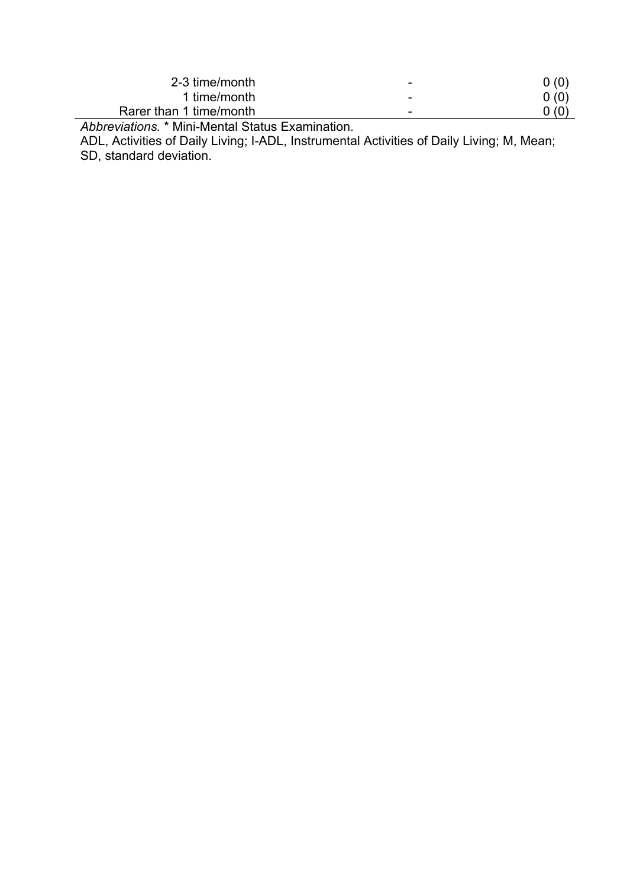| | | |
|---|---|---|
| 2-3 time/month | - | 0 (0) |
| 1 time/month | - | 0 (0) |
| Rarer than 1 time/month | - | 0 (0) |

*Abbreviations.* * Mini-Mental Status Examination.
ADL, Activities of Daily Living; I-ADL, Instrumental Activities of Daily Living; M, Mean; SD, standard deviation.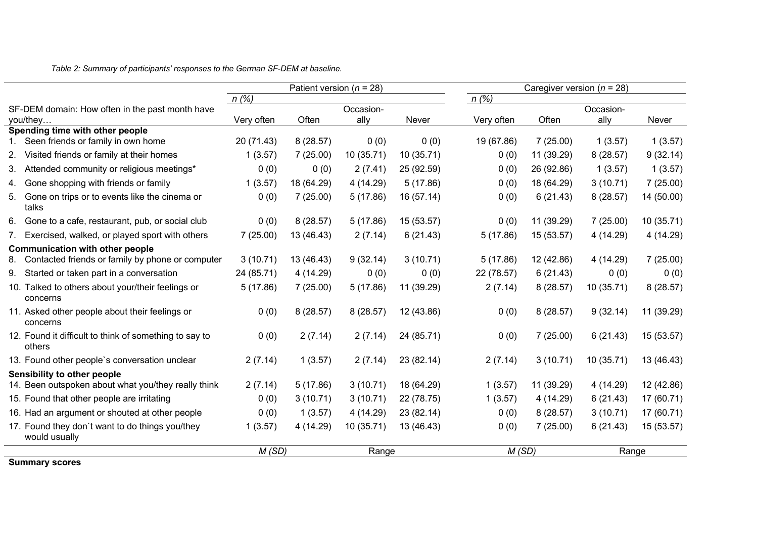*Table 2: Summary of participants' responses to the German SF-DEM at baseline.*

| | Patient version ($n$ = 28) | | | | Caregiver version ($n$ = 28) | | | |
|---|---|---|---|---|---|---|---|---|
| | *n (%)* | | | | *n (%)* | | | |
| SF-DEM domain: How often in the past month have you/they… | Very often | Often | Occasion-ally | Never | Very often | Often | Occasion-ally | Never |
| **Spending time with other people** | | | | | | | | |
| 1. Seen friends or family in own home | 20 (71.43) | 8 (28.57) | 0 (0) | 0 (0) | 19 (67.86) | 7 (25.00) | 1 (3.57) | 1 (3.57) |
| 2. Visited friends or family at their homes | 1 (3.57) | 7 (25.00) | 10 (35.71) | 10 (35.71) | 0 (0) | 11 (39.29) | 8 (28.57) | 9 (32.14) |
| 3. Attended community or religious meetings* | 0 (0) | 0 (0) | 2 (7.41) | 25 (92.59) | 0 (0) | 26 (92.86) | 1 (3.57) | 1 (3.57) |
| 4. Gone shopping with friends or family | 1 (3.57) | 18 (64.29) | 4 (14.29) | 5 (17.86) | 0 (0) | 18 (64.29) | 3 (10.71) | 7 (25.00) |
| 5. Gone on trips or to events like the cinema or talks | 0 (0) | 7 (25.00) | 5 (17.86) | 16 (57.14) | 0 (0) | 6 (21.43) | 8 (28.57) | 14 (50.00) |
| 6. Gone to a cafe, restaurant, pub, or social club | 0 (0) | 8 (28.57) | 5 (17.86) | 15 (53.57) | 0 (0) | 11 (39.29) | 7 (25.00) | 10 (35.71) |
| 7. Exercised, walked, or played sport with others | 7 (25.00) | 13 (46.43) | 2 (7.14) | 6 (21.43) | 5 (17.86) | 15 (53.57) | 4 (14.29) | 4 (14.29) |
| **Communication with other people** | | | | | | | | |
| 8. Contacted friends or family by phone or computer | 3 (10.71) | 13 (46.43) | 9 (32.14) | 3 (10.71) | 5 (17.86) | 12 (42.86) | 4 (14.29) | 7 (25.00) |
| 9. Started or taken part in a conversation | 24 (85.71) | 4 (14.29) | 0 (0) | 0 (0) | 22 (78.57) | 6 (21.43) | 0 (0) | 0 (0) |
| 10. Talked to others about your/their feelings or concerns | 5 (17.86) | 7 (25.00) | 5 (17.86) | 11 (39.29) | 2 (7.14) | 8 (28.57) | 10 (35.71) | 8 (28.57) |
| 11. Asked other people about their feelings or concerns | 0 (0) | 8 (28.57) | 8 (28.57) | 12 (43.86) | 0 (0) | 8 (28.57) | 9 (32.14) | 11 (39.29) |
| 12. Found it difficult to think of something to say to others | 0 (0) | 2 (7.14) | 2 (7.14) | 24 (85.71) | 0 (0) | 7 (25.00) | 6 (21.43) | 15 (53.57) |
| 13. Found other people`s conversation unclear | 2 (7.14) | 1 (3.57) | 2 (7.14) | 23 (82.14) | 2 (7.14) | 3 (10.71) | 10 (35.71) | 13 (46.43) |
| **Sensibility to other people** | | | | | | | | |
| 14. Been outspoken about what you/they really think | 2 (7.14) | 5 (17.86) | 3 (10.71) | 18 (64.29) | 1 (3.57) | 11 (39.29) | 4 (14.29) | 12 (42.86) |
| 15. Found that other people are irritating | 0 (0) | 3 (10.71) | 3 (10.71) | 22 (78.75) | 1 (3.57) | 4 (14.29) | 6 (21.43) | 17 (60.71) |
| 16. Had an argument or shouted at other people | 0 (0) | 1 (3.57) | 4 (14.29) | 23 (82.14) | 0 (0) | 8 (28.57) | 3 (10.71) | 17 (60.71) |
| 17. Found they don`t want to do things you/they would usually | 1 (3.57) | 4 (14.29) | 10 (35.71) | 13 (46.43) | 0 (0) | 7 (25.00) | 6 (21.43) | 15 (53.57) |
| | *M (SD)* | | Range | | *M (SD)* | | Range | |
| **Summary scores** | | | | | | | | |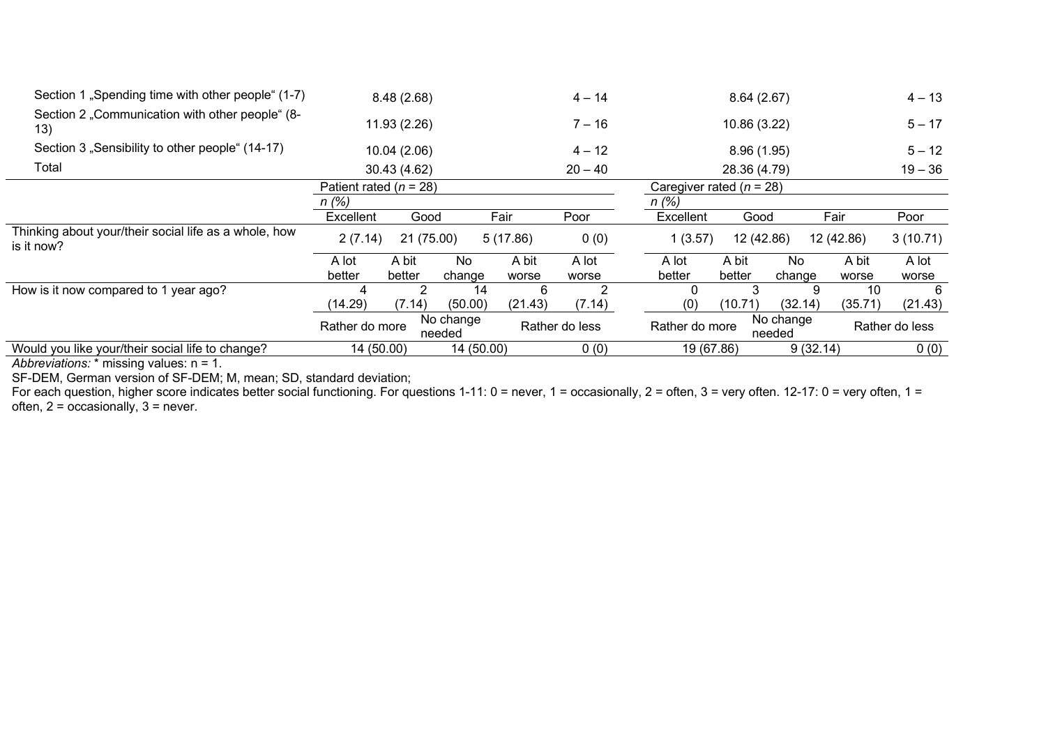| | Patient rated M (SD) | | | Range | | Caregiver rated M (SD) | | | Range | |
|---|---|---|---|---|---|---|---|---|---|---|
| Section 1 „Spending time with other people“ (1-7) | 8.48 (2.68) | | | 4 – 14 | | 8.64 (2.67) | | | 4 – 13 | |
| Section 2 „Communication with other people“ (8-13) | 11.93 (2.26) | | | 7 – 16 | | 10.86 (3.22) | | | 5 – 17 | |
| Section 3 „Sensibility to other people“ (14-17) | 10.04 (2.06) | | | 4 – 12 | | 8.96 (1.95) | | | 5 – 12 | |
| Total | 30.43 (4.62) | | | 20 – 40 | | 28.36 (4.79) | | | 19 – 36 | |
| | Patient rated (*n* = 28) | | | | | Caregiver rated (*n* = 28) | | | | |
| | *n (%)* | | | | | *n (%)* | | | | |
| | Excellent | Good | | Fair | Poor | Excellent | Good | | Fair | Poor |
| Thinking about your/their social life as a whole, how is it now? | 2 (7.14) | 21 (75.00) | | 5 (17.86) | 0 (0) | 1 (3.57) | 12 (42.86) | | 12 (42.86) | 3 (10.71) |
| | A lot better | A bit better | No change | A bit worse | A lot worse | A lot better | A bit better | No change | A bit worse | A lot worse |
| How is it now compared to 1 year ago? | 4 (14.29) | 2 (7.14) | 14 (50.00) | 6 (21.43) | 2 (7.14) | 0 (0) | 3 (10.71) | 9 (32.14) | 10 (35.71) | 6 (21.43) |
| | Rather do more | | No change needed | | Rather do less | Rather do more | | No change needed | | Rather do less |
| Would you like your/their social life to change? | 14 (50.00) | | 14 (50.00) | | 0 (0) | 19 (67.86) | | 9 (32.14) | | 0 (0) |

*Abbreviations:* * missing values: n = 1.

SF-DEM, German version of SF-DEM; M, mean; SD, standard deviation;

For each question, higher score indicates better social functioning. For questions 1-11: 0 = never, 1 = occasionally, 2 = often, 3 = very often. 12-17: 0 = very often, 1 = often, 2 = occasionally, 3 = never.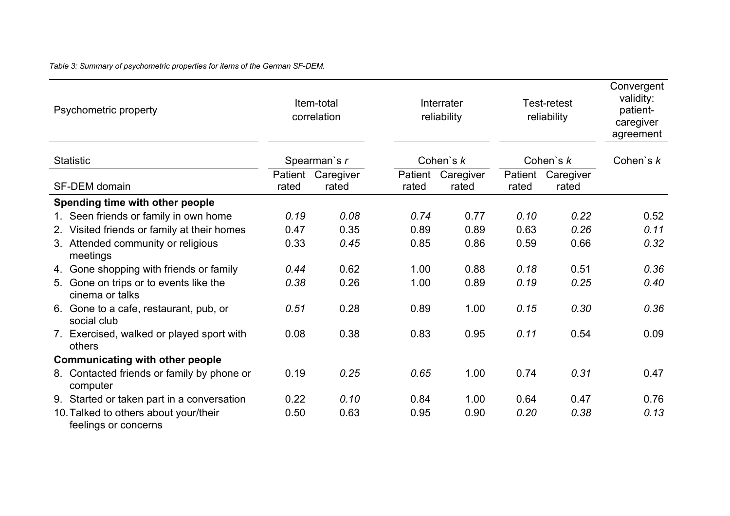*Table 3: Summary of psychometric properties for items of the German SF-DEM.*

| Psychometric property | Item-total correlation | | Interrater reliability | | Test-retest reliability | | Convergent validity: patient-caregiver agreement |
|---|---|---|---|---|---|---|---|
| Statistic | Spearman`s *r* | | Cohen`s *k* | | Cohen`s *k* | | Cohen`s *k* |
| SF-DEM domain | Patient rated | Caregiver rated | Patient rated | Caregiver rated | Patient rated | Caregiver rated | |
| **Spending time with other people** | | | | | | | |
| 1. Seen friends or family in own home | *0.19* | *0.08* | *0.74* | 0.77 | *0.10* | *0.22* | 0.52 |
| 2. Visited friends or family at their homes | 0.47 | 0.35 | 0.89 | 0.89 | 0.63 | *0.26* | *0.11* |
| 3. Attended community or religious meetings | 0.33 | *0.45* | 0.85 | 0.86 | 0.59 | 0.66 | *0.32* |
| 4. Gone shopping with friends or family | *0.44* | 0.62 | 1.00 | 0.88 | *0.18* | 0.51 | *0.36* |
| 5. Gone on trips or to events like the cinema or talks | *0.38* | 0.26 | 1.00 | 0.89 | *0.19* | *0.25* | *0.40* |
| 6. Gone to a cafe, restaurant, pub, or social club | *0.51* | 0.28 | 0.89 | 1.00 | *0.15* | *0.30* | *0.36* |
| 7. Exercised, walked or played sport with others | 0.08 | 0.38 | 0.83 | 0.95 | *0.11* | 0.54 | 0.09 |
| **Communicating with other people** | | | | | | | |
| 8. Contacted friends or family by phone or computer | 0.19 | *0.25* | *0.65* | 1.00 | 0.74 | *0.31* | 0.47 |
| 9. Started or taken part in a conversation | 0.22 | *0.10* | 0.84 | 1.00 | 0.64 | 0.47 | 0.76 |
| 10. Talked to others about your/their feelings or concerns | 0.50 | 0.63 | 0.95 | 0.90 | *0.20* | *0.38* | *0.13* |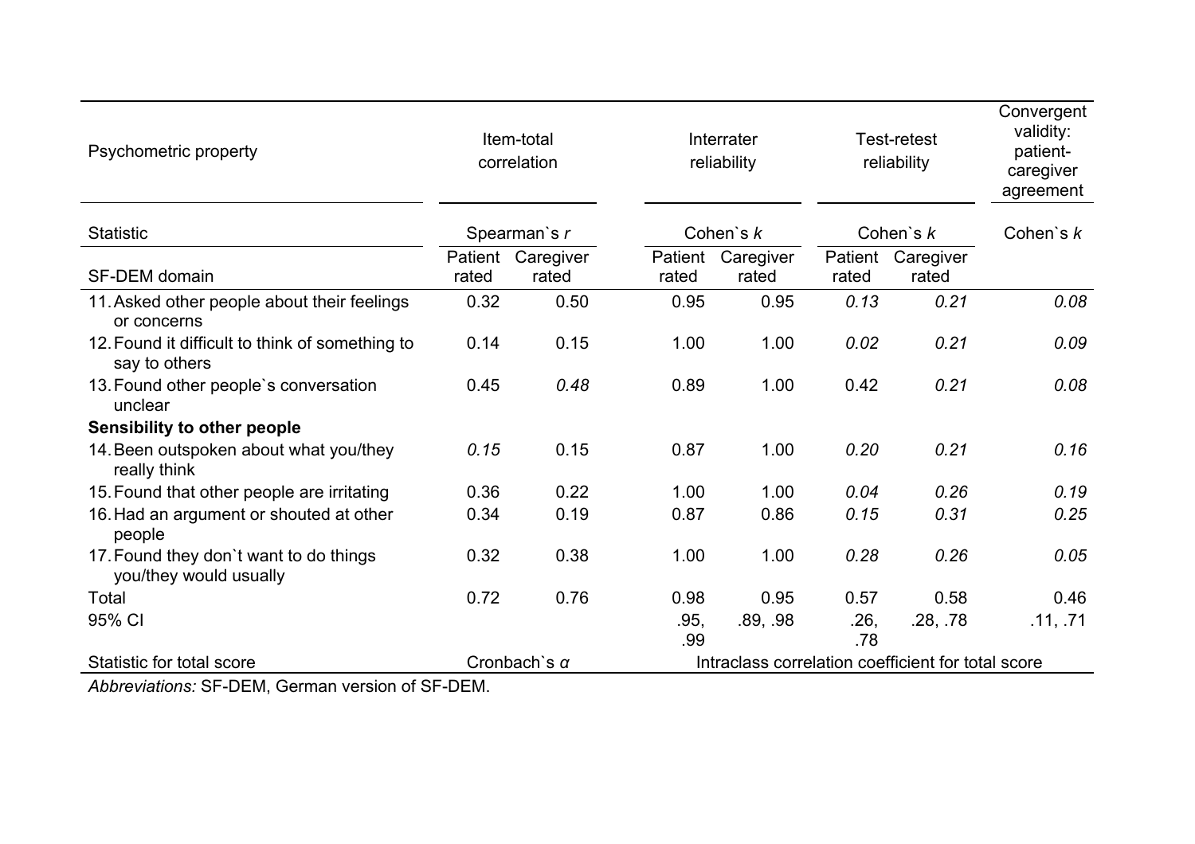| Psychometric property | Item-total correlation | | Interrater reliability | | Test-retest reliability | | Convergent validity: patient-caregiver agreement |
|---|---|---|---|---|---|---|---|
| Statistic | Spearman`s *r* | | Cohen`s *k* | | Cohen`s *k* | | Cohen`s *k* |
| SF-DEM domain | Patient rated | Caregiver rated | Patient rated | Caregiver rated | Patient rated | Caregiver rated | |
| 11. Asked other people about their feelings or concerns | 0.32 | 0.50 | 0.95 | 0.95 | *0.13* | *0.21* | *0.08* |
| 12. Found it difficult to think of something to say to others | 0.14 | 0.15 | 1.00 | 1.00 | *0.02* | *0.21* | *0.09* |
| 13. Found other people`s conversation unclear | 0.45 | *0.48* | 0.89 | 1.00 | 0.42 | *0.21* | *0.08* |
| **Sensibility to other people** | | | | | | | |
| 14. Been outspoken about what you/they really think | *0.15* | 0.15 | 0.87 | 1.00 | *0.20* | *0.21* | *0.16* |
| 15. Found that other people are irritating | 0.36 | 0.22 | 1.00 | 1.00 | *0.04* | *0.26* | *0.19* |
| 16. Had an argument or shouted at other people | 0.34 | 0.19 | 0.87 | 0.86 | *0.15* | *0.31* | *0.25* |
| 17. Found they don`t want to do things you/they would usually | 0.32 | 0.38 | 1.00 | 1.00 | *0.28* | *0.26* | *0.05* |
| Total | 0.72 | 0.76 | 0.98 | 0.95 | 0.57 | 0.58 | 0.46 |
| 95% CI | | | .95, .99 | .89, .98 | .26, .78 | .28, .78 | .11, .71 |
| Statistic for total score | Cronbach`s α | | Intraclass correlation coefficient for total score | | | | |

*Abbreviations:* SF-DEM, German version of SF-DEM.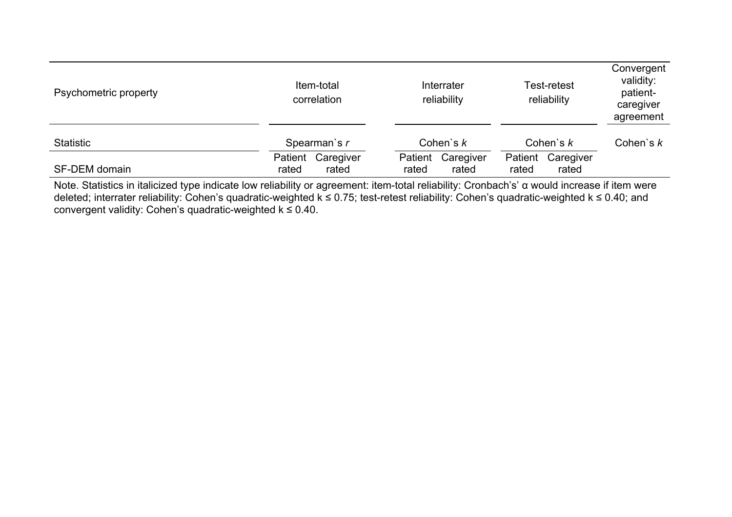| Psychometric property | Item-total correlation | | Interrater reliability | | Test-retest reliability | | Convergent validity: patient-caregiver agreement |
|---|---|---|---|---|---|---|---|
| Statistic | Spearman`s *r* | | Cohen`s *k* | | Cohen`s *k* | | Cohen`s *k* |
| SF-DEM domain | Patient rated | Caregiver rated | Patient rated | Caregiver rated | Patient rated | Caregiver rated | |

Note. Statistics in italicized type indicate low reliability or agreement: item-total reliability: Cronbach's' α would increase if item were deleted; interrater reliability: Cohen's quadratic-weighted k ≤ 0.75; test-retest reliability: Cohen's quadratic-weighted k ≤ 0.40; and convergent validity: Cohen's quadratic-weighted k ≤ 0.40.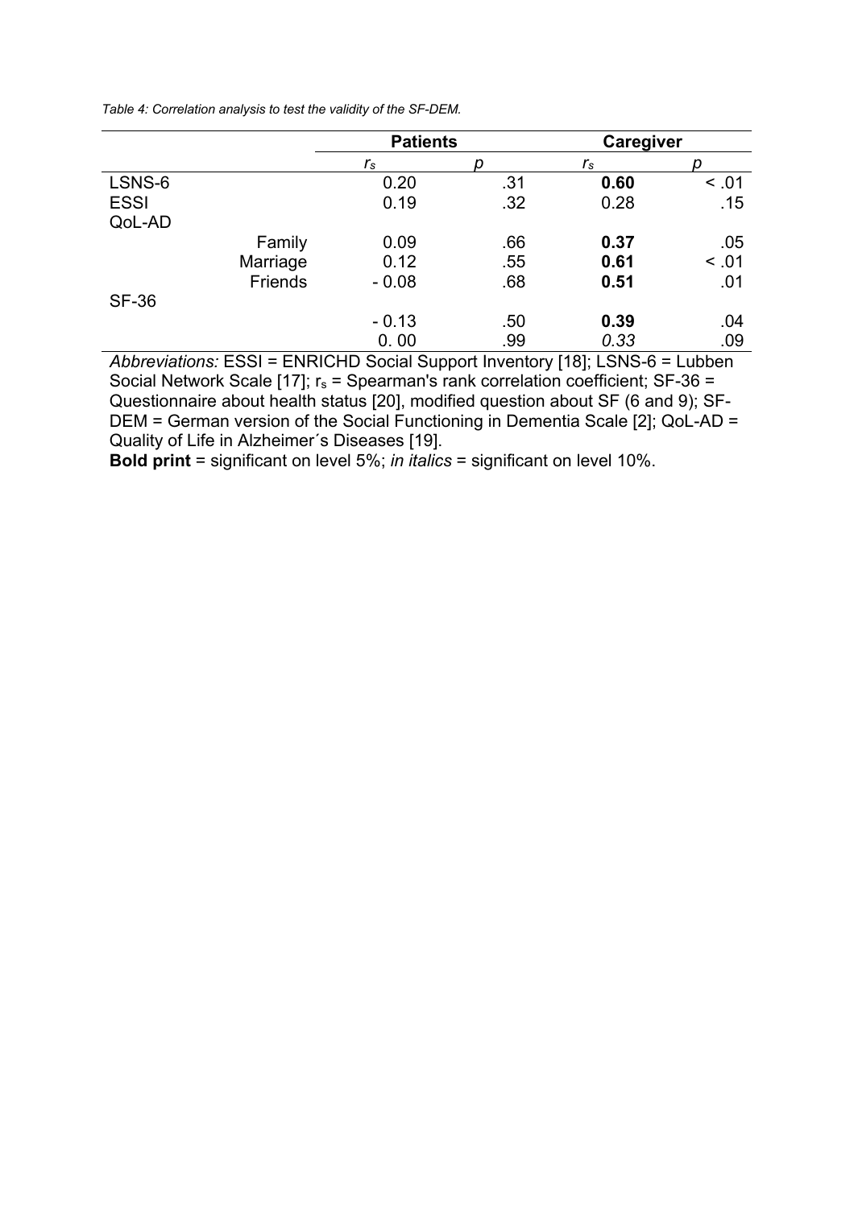*Table 4: Correlation analysis to test the validity of the SF-DEM.*

| | | Patients | | Caregiver | |
|---|---|---|---|---|---|
| | | $r_s$ | $p$ | $r_s$ | $p$ |
| LSNS-6 | | 0.20 | .31 | **0.60** | < .01 |
| ESSI | | 0.19 | .32 | 0.28 | .15 |
| QoL-AD | | | | | |
| | Family | 0.09 | .66 | **0.37** | .05 |
| | Marriage | 0.12 | .55 | **0.61** | < .01 |
| | Friends | - 0.08 | .68 | **0.51** | .01 |
| SF-36 | | | | | |
| | | - 0.13 | .50 | **0.39** | .04 |
| | | 0. 00 | .99 | *0.33* | .09 |

*Abbreviations:* ESSI = ENRICHD Social Support Inventory [18]; LSNS-6 = Lubben Social Network Scale [17]; $r_s$ = Spearman's rank correlation coefficient; SF-36 = Questionnaire about health status [20], modified question about SF (6 and 9); SF-DEM = German version of the Social Functioning in Dementia Scale [2]; QoL-AD = Quality of Life in Alzheimer´s Diseases [19].

**Bold print** = significant on level 5%; *in italics* = significant on level 10%.